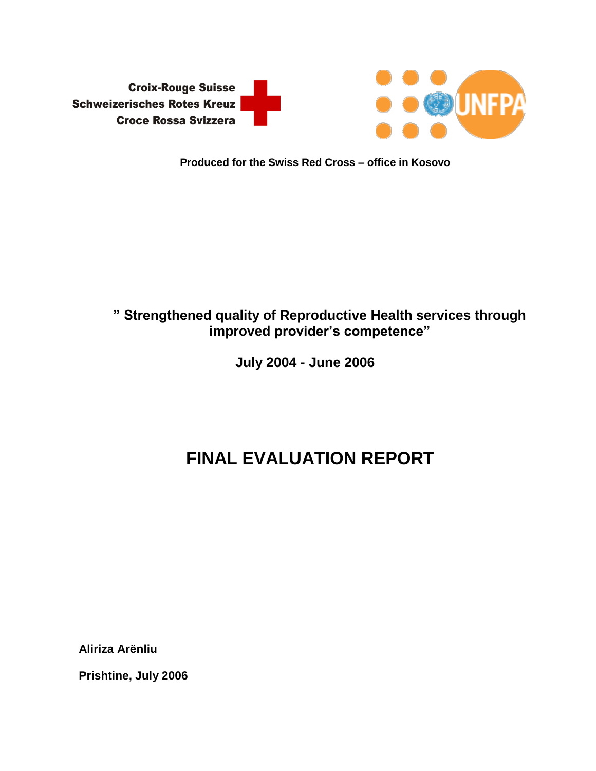Croix-Rouge Suisse
Schweizerisches Rotes Kreuz
Croce Rossa Svizzera

UNFPA

**Produced for the Swiss Red Cross – office in Kosovo**

**" Strengthened quality of Reproductive Health services through improved provider's competence"**

**July 2004 - June 2006**

# FINAL EVALUATION REPORT

**Aliriza Arënliu**

**Prishtine, July 2006**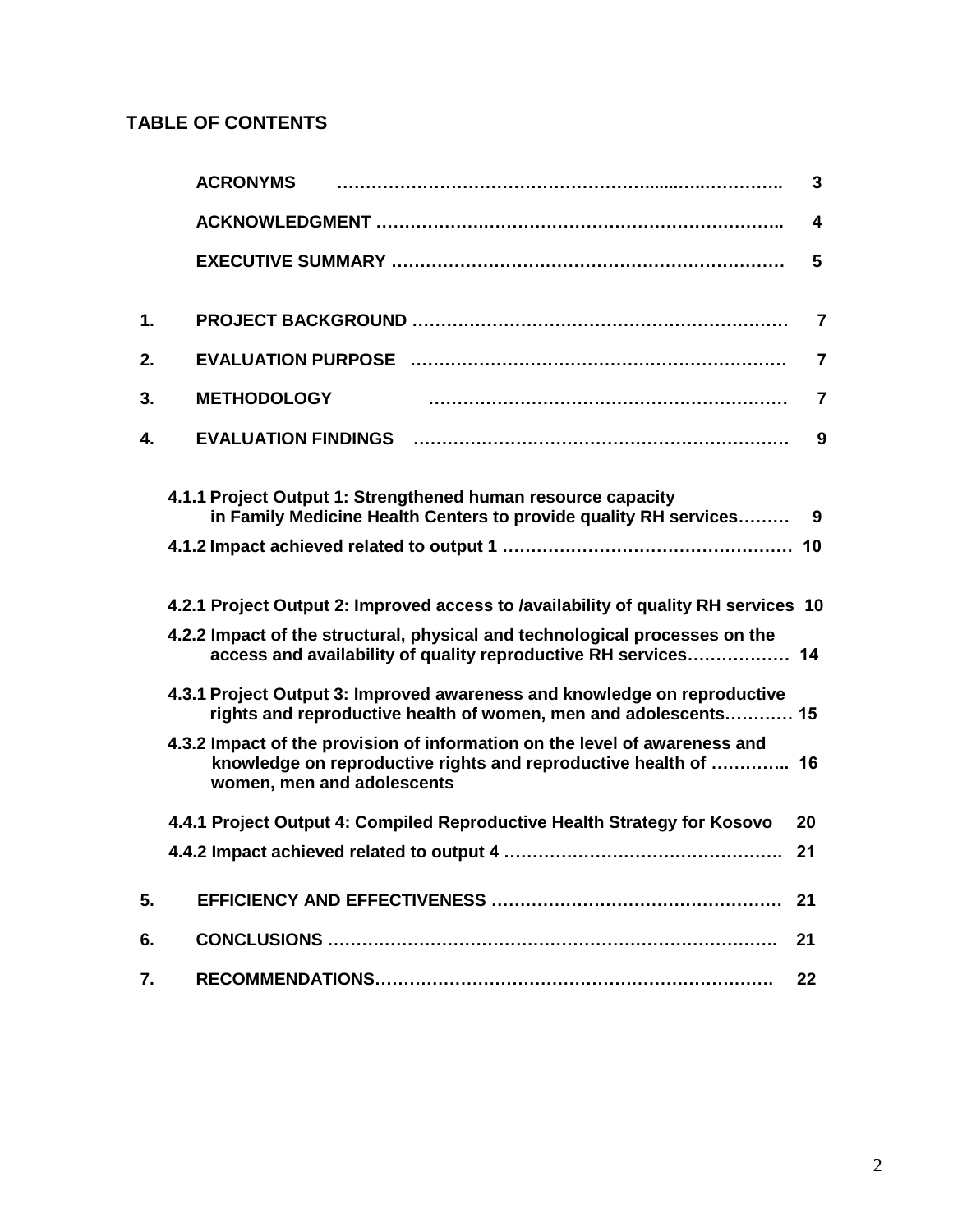## TABLE OF CONTENTS

| | | |
|---|---|---|
| | **ACRONYMS** | **3** |
| | **ACKNOWLEDGMENT** | **4** |
| | **EXECUTIVE SUMMARY** | **5** |
| **1.** | **PROJECT BACKGROUND** | **7** |
| **2.** | **EVALUATION PURPOSE** | **7** |
| **3.** | **METHODOLOGY** | **7** |
| **4.** | **EVALUATION FINDINGS** | **9** |
| | **4.1.1 Project Output 1: Strengthened human resource capacity in Family Medicine Health Centers to provide quality RH services** | **9** |
| | **4.1.2 Impact achieved related to output 1** | **10** |
| | **4.2.1 Project Output 2: Improved access to /availability of quality RH services** | **10** |
| | **4.2.2 Impact of the structural, physical and technological processes on the access and availability of quality reproductive RH services** | **14** |
| | **4.3.1 Project Output 3: Improved awareness and knowledge on reproductive rights and reproductive health of women, men and adolescents** | **15** |
| | **4.3.2 Impact of the provision of information on the level of awareness and knowledge on reproductive rights and reproductive health of women, men and adolescents** | **16** |
| | **4.4.1 Project Output 4: Compiled Reproductive Health Strategy for Kosovo** | **20** |
| | **4.4.2 Impact achieved related to output 4** | **21** |
| **5.** | **EFFICIENCY AND EFFECTIVENESS** | **21** |
| **6.** | **CONCLUSIONS** | **21** |
| **7.** | **RECOMMENDATIONS** | **22** |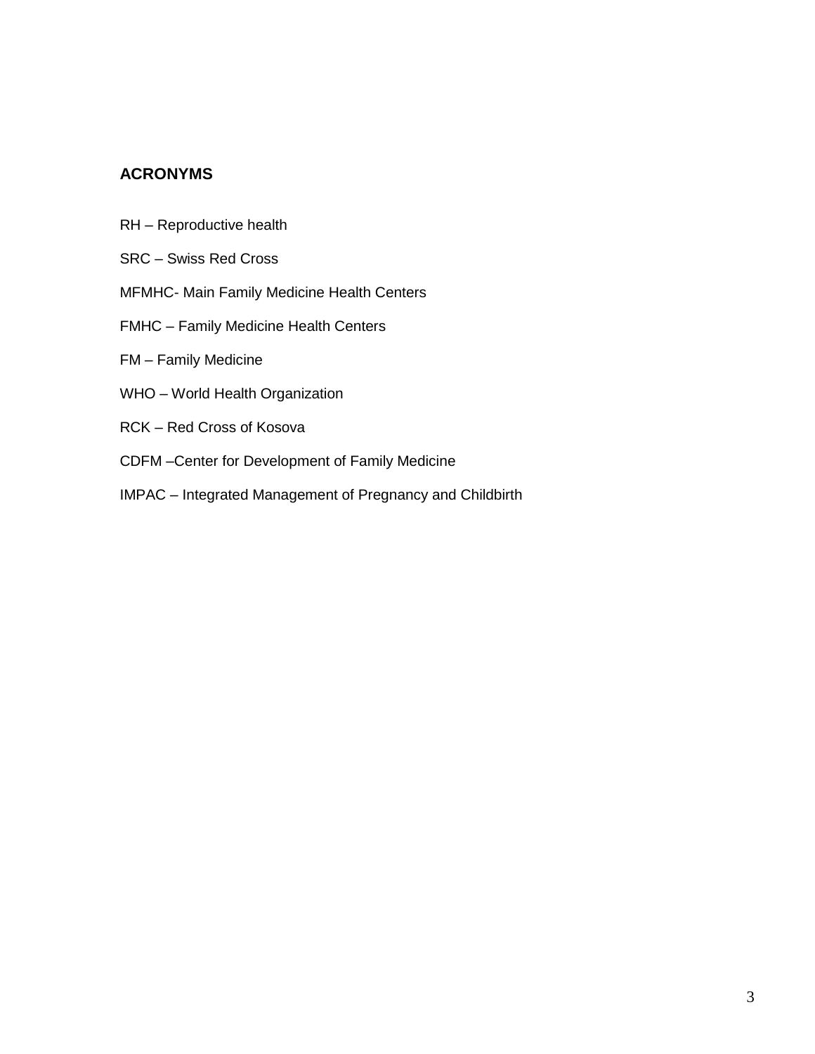## ACRONYMS

RH – Reproductive health

SRC – Swiss Red Cross

MFMHC- Main Family Medicine Health Centers

FMHC – Family Medicine Health Centers

FM – Family Medicine

WHO – World Health Organization

RCK – Red Cross of Kosova

CDFM –Center for Development of Family Medicine

IMPAC – Integrated Management of Pregnancy and Childbirth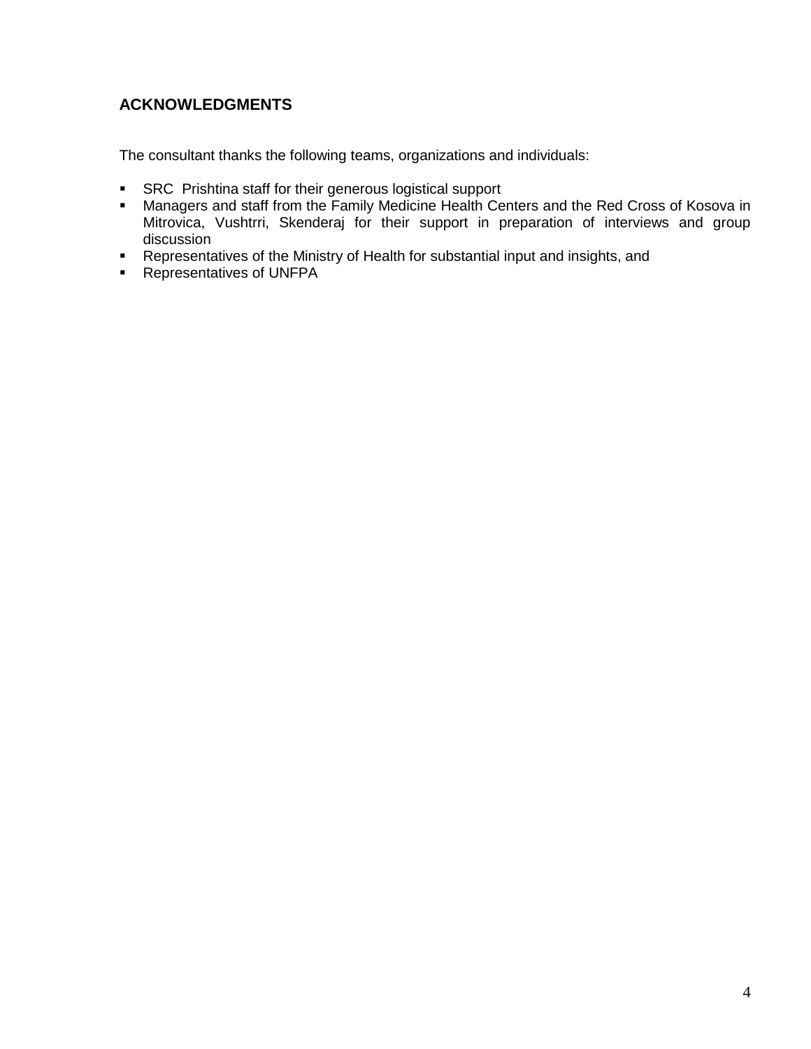## ACKNOWLEDGMENTS

The consultant thanks the following teams, organizations and individuals:

- SRC Prishtina staff for their generous logistical support
- Managers and staff from the Family Medicine Health Centers and the Red Cross of Kosova in Mitrovica, Vushtrri, Skenderaj for their support in preparation of interviews and group discussion
- Representatives of the Ministry of Health for substantial input and insights, and
- Representatives of UNFPA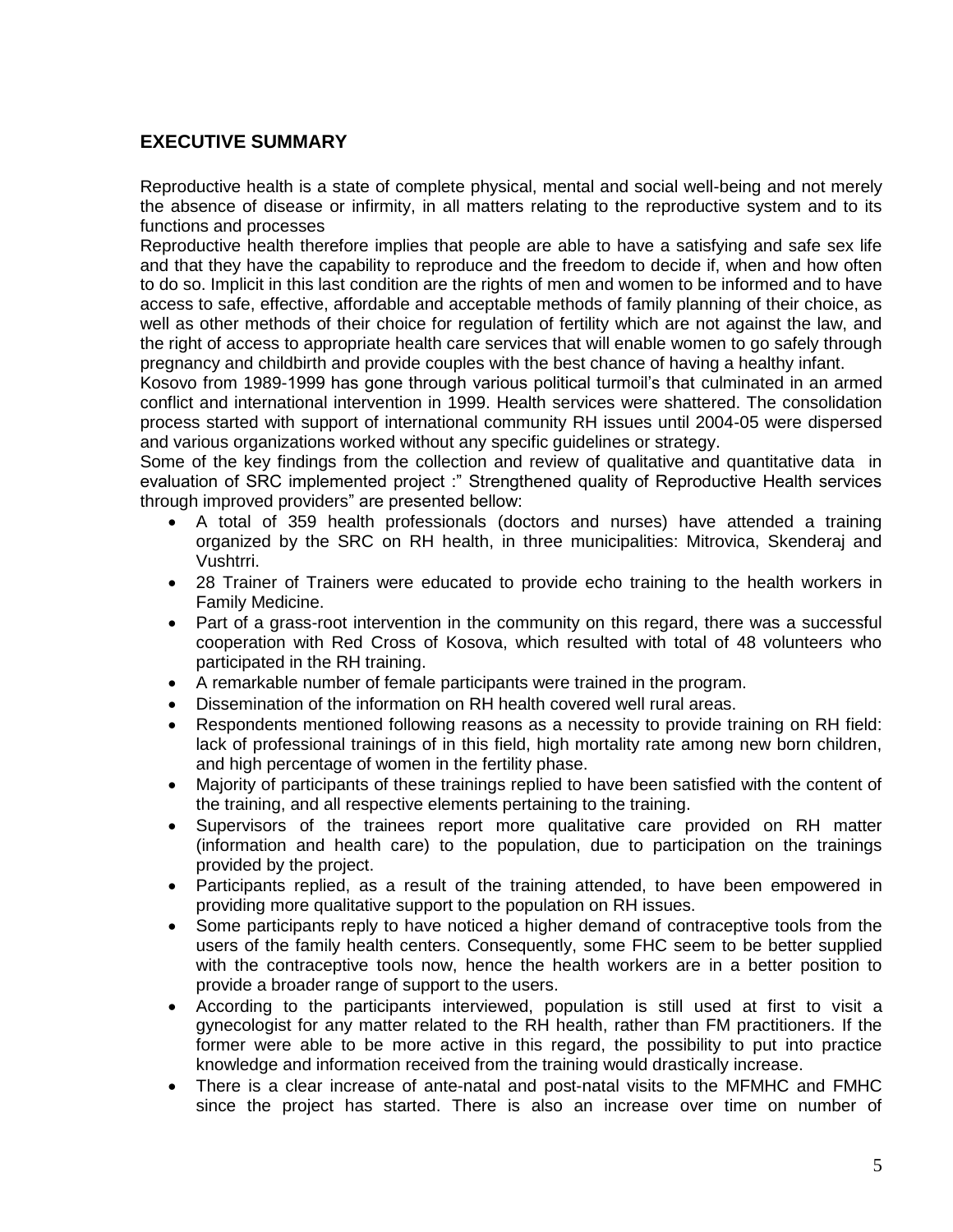## EXECUTIVE SUMMARY

Reproductive health is a state of complete physical, mental and social well-being and not merely the absence of disease or infirmity, in all matters relating to the reproductive system and to its functions and processes

Reproductive health therefore implies that people are able to have a satisfying and safe sex life and that they have the capability to reproduce and the freedom to decide if, when and how often to do so. Implicit in this last condition are the rights of men and women to be informed and to have access to safe, effective, affordable and acceptable methods of family planning of their choice, as well as other methods of their choice for regulation of fertility which are not against the law, and the right of access to appropriate health care services that will enable women to go safely through pregnancy and childbirth and provide couples with the best chance of having a healthy infant.

Kosovo from 1989-1999 has gone through various political turmoil's that culminated in an armed conflict and international intervention in 1999. Health services were shattered. The consolidation process started with support of international community RH issues until 2004-05 were dispersed and various organizations worked without any specific guidelines or strategy.

Some of the key findings from the collection and review of qualitative and quantitative data in evaluation of SRC implemented project :" Strengthened quality of Reproductive Health services through improved providers" are presented bellow:

- A total of 359 health professionals (doctors and nurses) have attended a training organized by the SRC on RH health, in three municipalities: Mitrovica, Skenderaj and Vushtrri.
- 28 Trainer of Trainers were educated to provide echo training to the health workers in Family Medicine.
- Part of a grass-root intervention in the community on this regard, there was a successful cooperation with Red Cross of Kosova, which resulted with total of 48 volunteers who participated in the RH training.
- A remarkable number of female participants were trained in the program.
- Dissemination of the information on RH health covered well rural areas.
- Respondents mentioned following reasons as a necessity to provide training on RH field: lack of professional trainings of in this field, high mortality rate among new born children, and high percentage of women in the fertility phase.
- Majority of participants of these trainings replied to have been satisfied with the content of the training, and all respective elements pertaining to the training.
- Supervisors of the trainees report more qualitative care provided on RH matter (information and health care) to the population, due to participation on the trainings provided by the project.
- Participants replied, as a result of the training attended, to have been empowered in providing more qualitative support to the population on RH issues.
- Some participants reply to have noticed a higher demand of contraceptive tools from the users of the family health centers. Consequently, some FHC seem to be better supplied with the contraceptive tools now, hence the health workers are in a better position to provide a broader range of support to the users.
- According to the participants interviewed, population is still used at first to visit a gynecologist for any matter related to the RH health, rather than FM practitioners. If the former were able to be more active in this regard, the possibility to put into practice knowledge and information received from the training would drastically increase.
- There is a clear increase of ante-natal and post-natal visits to the MFMHC and FMHC since the project has started. There is also an increase over time on number of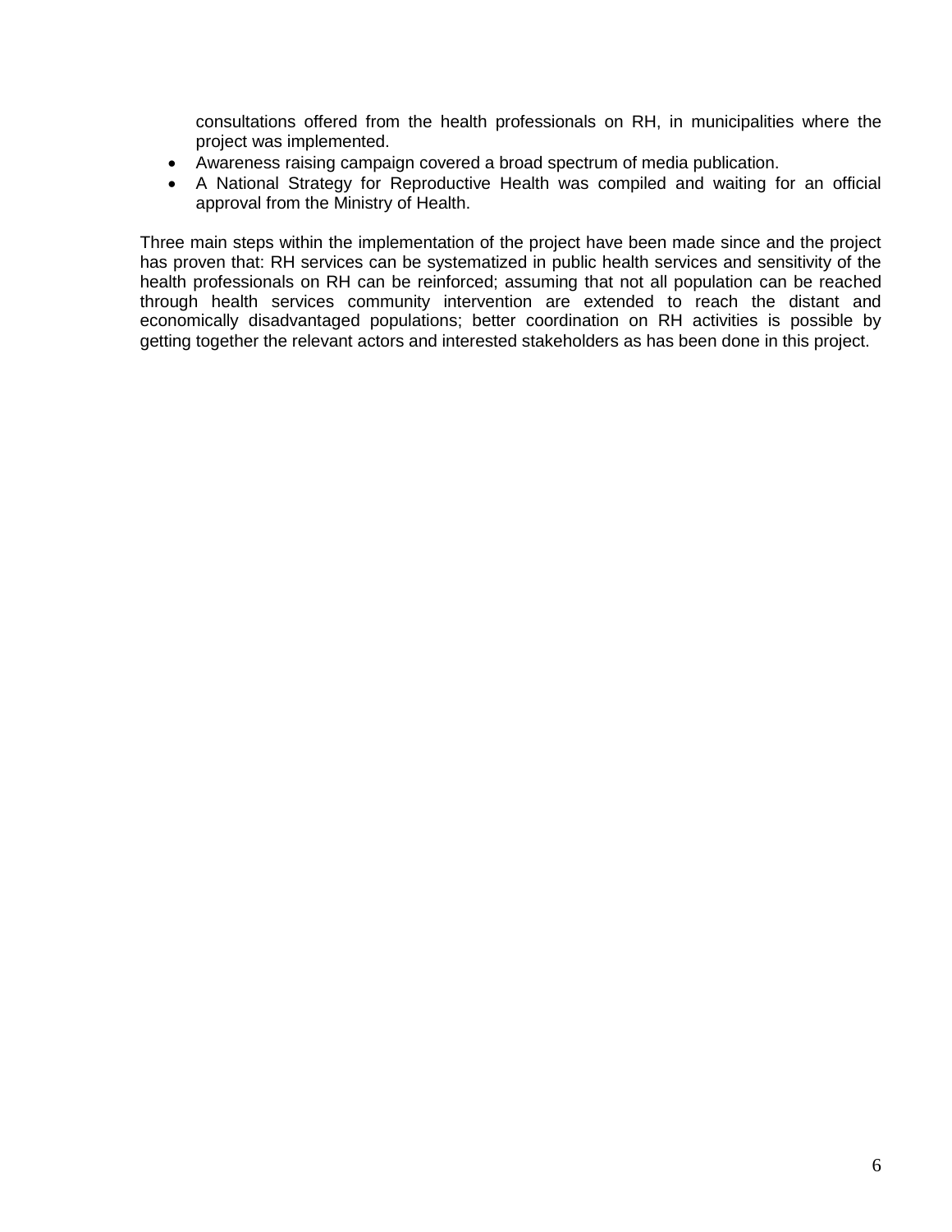consultations offered from the health professionals on RH, in municipalities where the project was implemented.

- Awareness raising campaign covered a broad spectrum of media publication.
- A National Strategy for Reproductive Health was compiled and waiting for an official approval from the Ministry of Health.

Three main steps within the implementation of the project have been made since and the project has proven that: RH services can be systematized in public health services and sensitivity of the health professionals on RH can be reinforced; assuming that not all population can be reached through health services community intervention are extended to reach the distant and economically disadvantaged populations; better coordination on RH activities is possible by getting together the relevant actors and interested stakeholders as has been done in this project.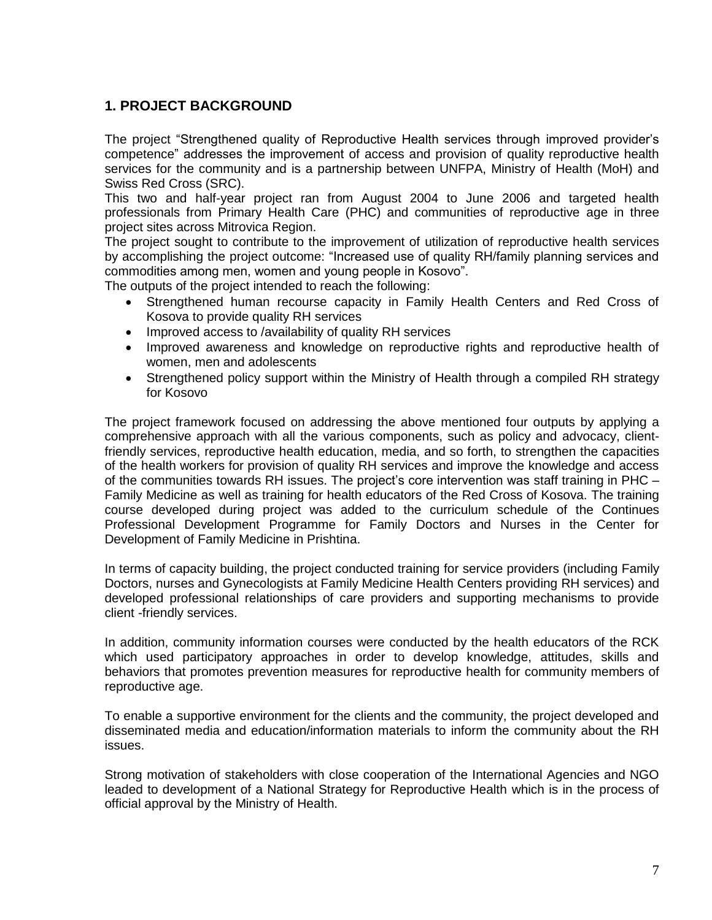## 1. PROJECT BACKGROUND

The project "Strengthened quality of Reproductive Health services through improved provider's competence" addresses the improvement of access and provision of quality reproductive health services for the community and is a partnership between UNFPA, Ministry of Health (MoH) and Swiss Red Cross (SRC).

This two and half-year project ran from August 2004 to June 2006 and targeted health professionals from Primary Health Care (PHC) and communities of reproductive age in three project sites across Mitrovica Region.

The project sought to contribute to the improvement of utilization of reproductive health services by accomplishing the project outcome: "Increased use of quality RH/family planning services and commodities among men, women and young people in Kosovo".

The outputs of the project intended to reach the following:

- Strengthened human recourse capacity in Family Health Centers and Red Cross of Kosova to provide quality RH services
- Improved access to /availability of quality RH services
- Improved awareness and knowledge on reproductive rights and reproductive health of women, men and adolescents
- Strengthened policy support within the Ministry of Health through a compiled RH strategy for Kosovo

The project framework focused on addressing the above mentioned four outputs by applying a comprehensive approach with all the various components, such as policy and advocacy, client-friendly services, reproductive health education, media, and so forth, to strengthen the capacities of the health workers for provision of quality RH services and improve the knowledge and access of the communities towards RH issues. The project's core intervention was staff training in PHC – Family Medicine as well as training for health educators of the Red Cross of Kosova. The training course developed during project was added to the curriculum schedule of the Continues Professional Development Programme for Family Doctors and Nurses in the Center for Development of Family Medicine in Prishtina.

In terms of capacity building, the project conducted training for service providers (including Family Doctors, nurses and Gynecologists at Family Medicine Health Centers providing RH services) and developed professional relationships of care providers and supporting mechanisms to provide client -friendly services.

In addition, community information courses were conducted by the health educators of the RCK which used participatory approaches in order to develop knowledge, attitudes, skills and behaviors that promotes prevention measures for reproductive health for community members of reproductive age.

To enable a supportive environment for the clients and the community, the project developed and disseminated media and education/information materials to inform the community about the RH issues.

Strong motivation of stakeholders with close cooperation of the International Agencies and NGO leaded to development of a National Strategy for Reproductive Health which is in the process of official approval by the Ministry of Health.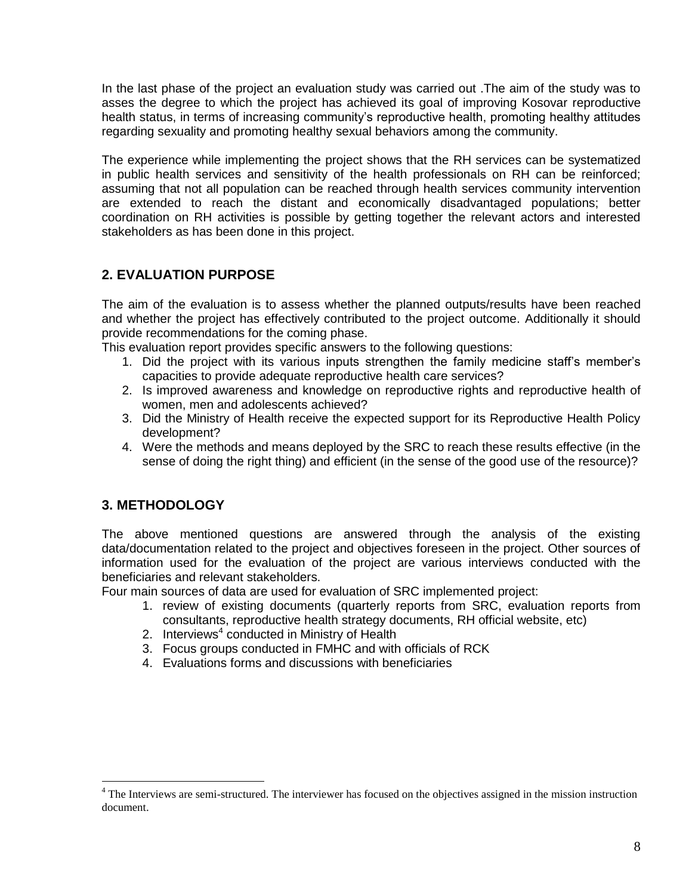In the last phase of the project an evaluation study was carried out .The aim of the study was to asses the degree to which the project has achieved its goal of improving Kosovar reproductive health status, in terms of increasing community's reproductive health, promoting healthy attitudes regarding sexuality and promoting healthy sexual behaviors among the community.

The experience while implementing the project shows that the RH services can be systematized in public health services and sensitivity of the health professionals on RH can be reinforced; assuming that not all population can be reached through health services community intervention are extended to reach the distant and economically disadvantaged populations; better coordination on RH activities is possible by getting together the relevant actors and interested stakeholders as has been done in this project.

## 2. EVALUATION PURPOSE

The aim of the evaluation is to assess whether the planned outputs/results have been reached and whether the project has effectively contributed to the project outcome. Additionally it should provide recommendations for the coming phase.

This evaluation report provides specific answers to the following questions:

1. Did the project with its various inputs strengthen the family medicine staff's member's capacities to provide adequate reproductive health care services?
2. Is improved awareness and knowledge on reproductive rights and reproductive health of women, men and adolescents achieved?
3. Did the Ministry of Health receive the expected support for its Reproductive Health Policy development?
4. Were the methods and means deployed by the SRC to reach these results effective (in the sense of doing the right thing) and efficient (in the sense of the good use of the resource)?

## 3. METHODOLOGY

The above mentioned questions are answered through the analysis of the existing data/documentation related to the project and objectives foreseen in the project. Other sources of information used for the evaluation of the project are various interviews conducted with the beneficiaries and relevant stakeholders.

Four main sources of data are used for evaluation of SRC implemented project:

1. review of existing documents (quarterly reports from SRC, evaluation reports from consultants, reproductive health strategy documents, RH official website, etc)
2. Interviews[4] conducted in Ministry of Health
3. Focus groups conducted in FMHC and with officials of RCK
4. Evaluations forms and discussions with beneficiaries

[4] The Interviews are semi-structured. The interviewer has focused on the objectives assigned in the mission instruction document.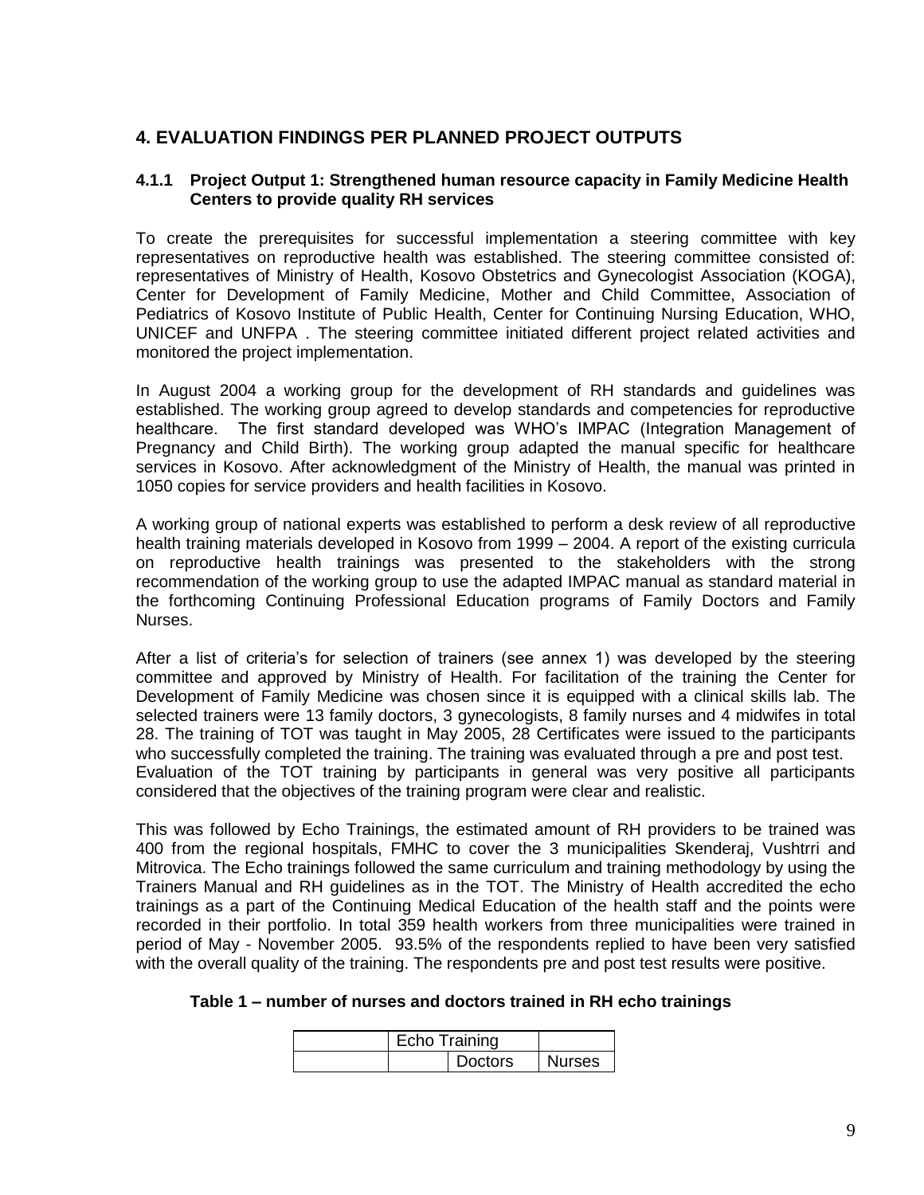## 4. EVALUATION FINDINGS PER PLANNED PROJECT OUTPUTS

### 4.1.1 Project Output 1: Strengthened human resource capacity in Family Medicine Health Centers to provide quality RH services

To create the prerequisites for successful implementation a steering committee with key representatives on reproductive health was established. The steering committee consisted of: representatives of Ministry of Health, Kosovo Obstetrics and Gynecologist Association (KOGA), Center for Development of Family Medicine, Mother and Child Committee, Association of Pediatrics of Kosovo Institute of Public Health, Center for Continuing Nursing Education, WHO, UNICEF and UNFPA . The steering committee initiated different project related activities and monitored the project implementation.

In August 2004 a working group for the development of RH standards and guidelines was established. The working group agreed to develop standards and competencies for reproductive healthcare. The first standard developed was WHO's IMPAC (Integration Management of Pregnancy and Child Birth). The working group adapted the manual specific for healthcare services in Kosovo. After acknowledgment of the Ministry of Health, the manual was printed in 1050 copies for service providers and health facilities in Kosovo.

A working group of national experts was established to perform a desk review of all reproductive health training materials developed in Kosovo from 1999 – 2004. A report of the existing curricula on reproductive health trainings was presented to the stakeholders with the strong recommendation of the working group to use the adapted IMPAC manual as standard material in the forthcoming Continuing Professional Education programs of Family Doctors and Family Nurses.

After a list of criteria's for selection of trainers (see annex 1) was developed by the steering committee and approved by Ministry of Health. For facilitation of the training the Center for Development of Family Medicine was chosen since it is equipped with a clinical skills lab. The selected trainers were 13 family doctors, 3 gynecologists, 8 family nurses and 4 midwifes in total 28. The training of TOT was taught in May 2005, 28 Certificates were issued to the participants who successfully completed the training. The training was evaluated through a pre and post test. Evaluation of the TOT training by participants in general was very positive all participants considered that the objectives of the training program were clear and realistic.

This was followed by Echo Trainings, the estimated amount of RH providers to be trained was 400 from the regional hospitals, FMHC to cover the 3 municipalities Skenderaj, Vushtrri and Mitrovica. The Echo trainings followed the same curriculum and training methodology by using the Trainers Manual and RH guidelines as in the TOT. The Ministry of Health accredited the echo trainings as a part of the Continuing Medical Education of the health staff and the points were recorded in their portfolio. In total 359 health workers from three municipalities were trained in period of May - November 2005. 93.5% of the respondents replied to have been very satisfied with the overall quality of the training. The respondents pre and post test results were positive.

**Table 1 – number of nurses and doctors trained in RH echo trainings**

| | Echo Training | | |
|---|---|---|---|
| | | Doctors | Nurses |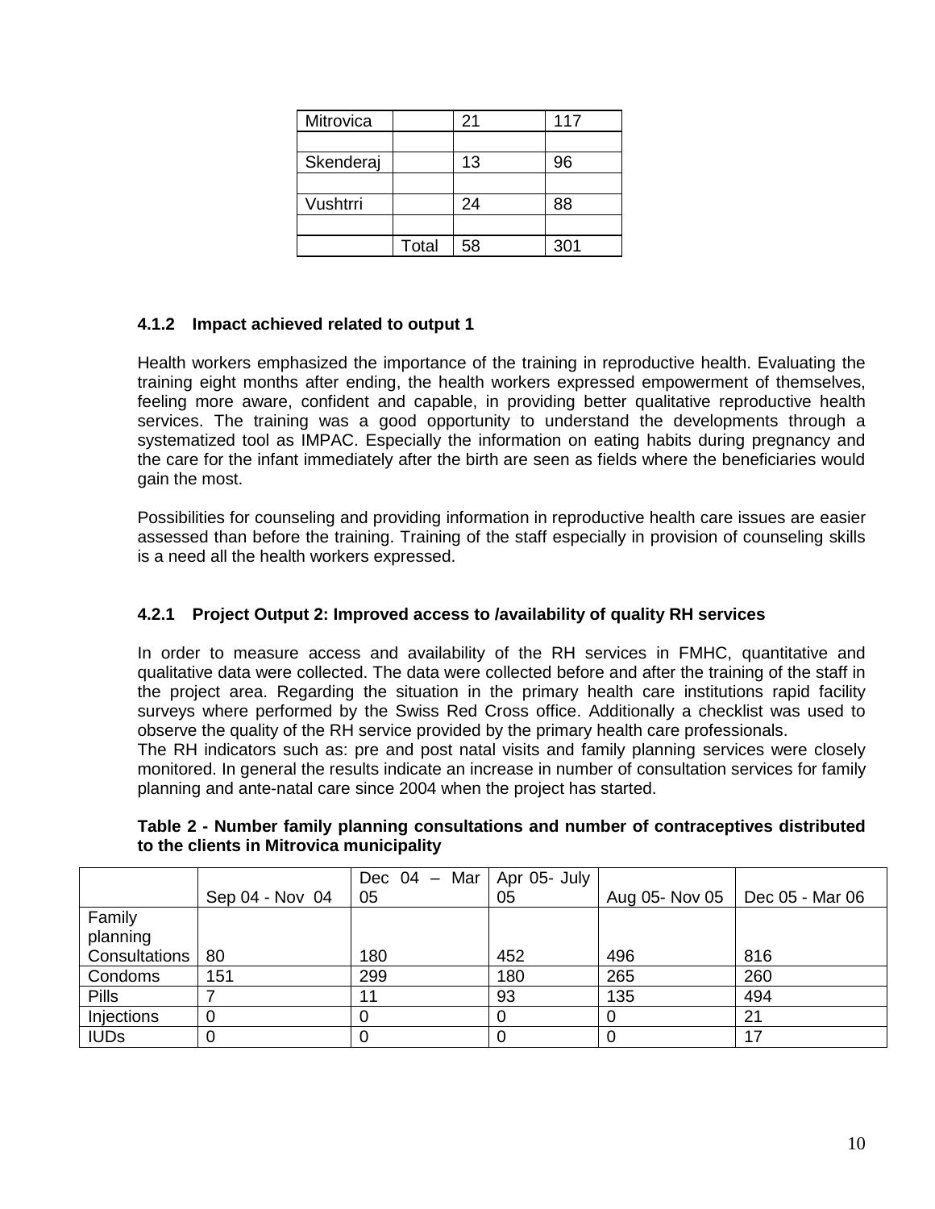| Mitrovica | | 21 | 117 |
|---|---|---|---|
| | | | |
| Skenderaj | | 13 | 96 |
| | | | |
| Vushtrri | | 24 | 88 |
| | | | |
| | Total | 58 | 301 |

#### 4.1.2 Impact achieved related to output 1

Health workers emphasized the importance of the training in reproductive health. Evaluating the training eight months after ending, the health workers expressed empowerment of themselves, feeling more aware, confident and capable, in providing better qualitative reproductive health services. The training was a good opportunity to understand the developments through a systematized tool as IMPAC. Especially the information on eating habits during pregnancy and the care for the infant immediately after the birth are seen as fields where the beneficiaries would gain the most.

Possibilities for counseling and providing information in reproductive health care issues are easier assessed than before the training. Training of the staff especially in provision of counseling skills is a need all the health workers expressed.

#### 4.2.1 Project Output 2: Improved access to /availability of quality RH services

In order to measure access and availability of the RH services in FMHC, quantitative and qualitative data were collected. The data were collected before and after the training of the staff in the project area. Regarding the situation in the primary health care institutions rapid facility surveys where performed by the Swiss Red Cross office. Additionally a checklist was used to observe the quality of the RH service provided by the primary health care professionals.
The RH indicators such as: pre and post natal visits and family planning services were closely monitored. In general the results indicate an increase in number of consultation services for family planning and ante-natal care since 2004 when the project has started.

**Table 2 - Number family planning consultations and number of contraceptives distributed to the clients in Mitrovica municipality**

| | Sep 04 - Nov 04 | Dec 04 – Mar 05 | Apr 05- July 05 | Aug 05- Nov 05 | Dec 05 - Mar 06 |
|---|---|---|---|---|---|
| Family planning Consultations | 80 | 180 | 452 | 496 | 816 |
| Condoms | 151 | 299 | 180 | 265 | 260 |
| Pills | 7 | 11 | 93 | 135 | 494 |
| Injections | 0 | 0 | 0 | 0 | 21 |
| IUDs | 0 | 0 | 0 | 0 | 17 |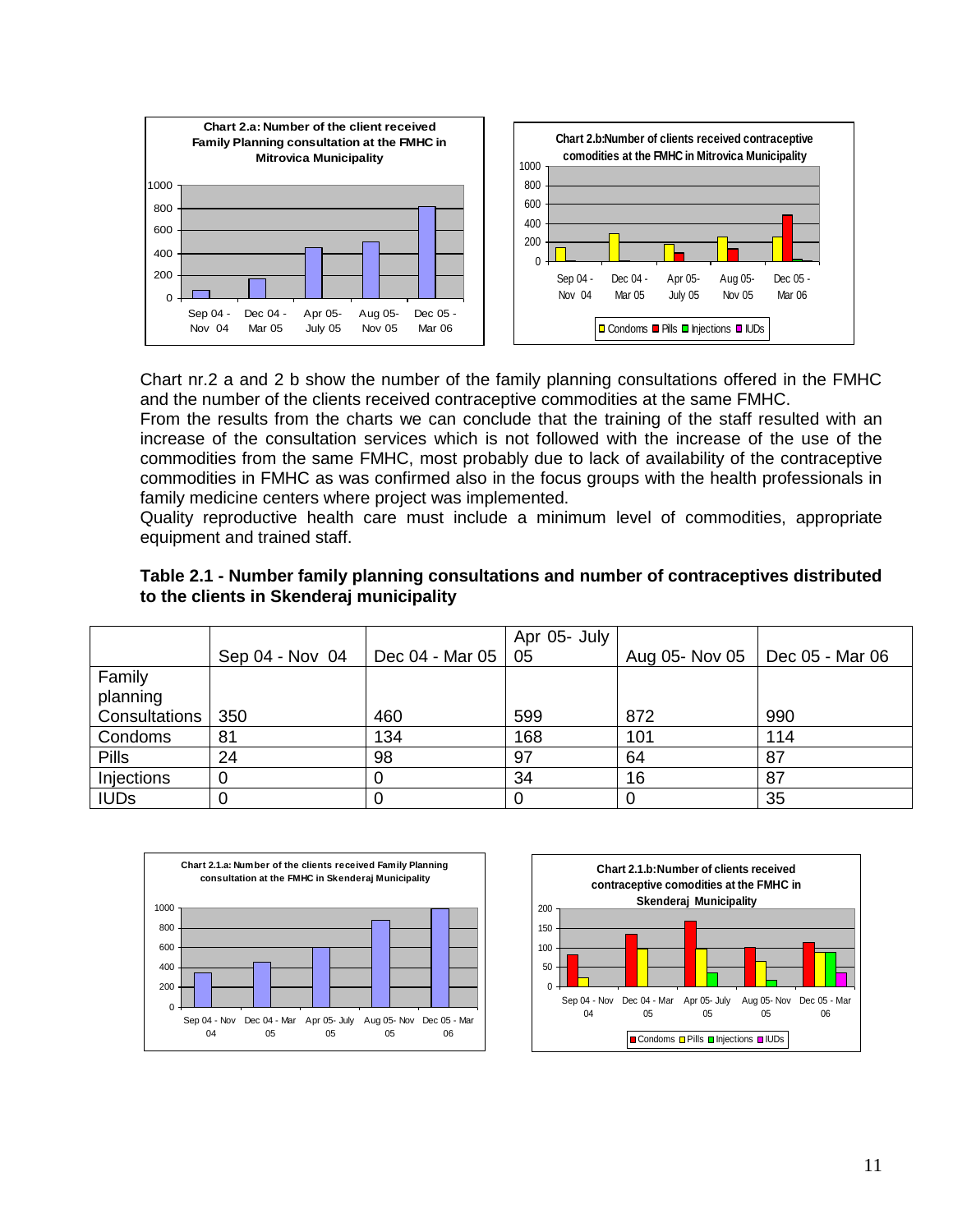Chart 2.a: Number of the client received Family Planning consultation at the FMHC in Mitrovica Municipality

Chart 2.b: Number of clients received contraceptive comodities at the FMHC in Mitrovica Municipality

Chart nr.2 a and 2 b show the number of the family planning consultations offered in the FMHC and the number of the clients received contraceptive commodities at the same FMHC.
From the results from the charts we can conclude that the training of the staff resulted with an increase of the consultation services which is not followed with the increase of the use of the commodities from the same FMHC, most probably due to lack of availability of the contraceptive commodities in FMHC as was confirmed also in the focus groups with the health professionals in family medicine centers where project was implemented.
Quality reproductive health care must include a minimum level of commodities, appropriate equipment and trained staff.

**Table 2.1 - Number family planning consultations and number of contraceptives distributed to the clients in Skenderaj municipality**

| | Sep 04 - Nov 04 | Dec 04 - Mar 05 | Apr 05- July 05 | Aug 05- Nov 05 | Dec 05 - Mar 06 |
|---|---|---|---|---|---|
| Family planning Consultations | 350 | 460 | 599 | 872 | 990 |
| Condoms | 81 | 134 | 168 | 101 | 114 |
| Pills | 24 | 98 | 97 | 64 | 87 |
| Injections | 0 | 0 | 34 | 16 | 87 |
| IUDs | 0 | 0 | 0 | 0 | 35 |

Chart 2.1.a: Number of the clients received Family Planning consultation at the FMHC in Skenderaj Municipality

Chart 2.1.b: Number of clients received contraceptive comodities at the FMHC in Skenderaj Municipality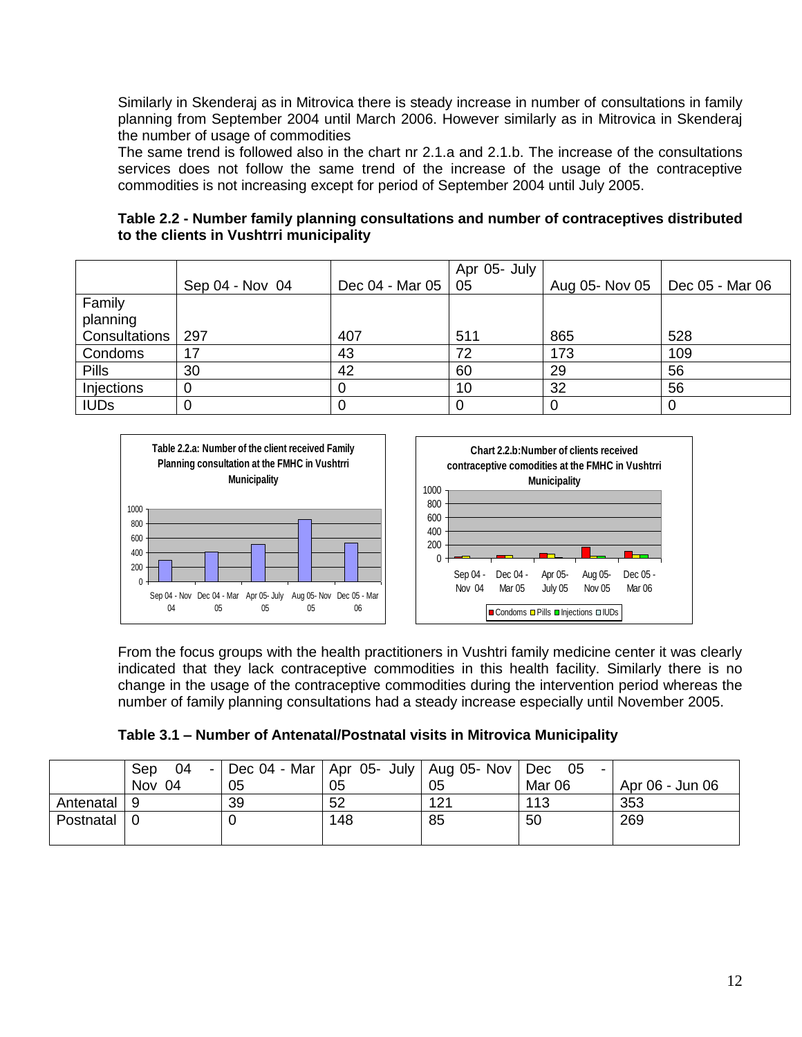Similarly in Skenderaj as in Mitrovica there is steady increase in number of consultations in family planning from September 2004 until March 2006. However similarly as in Mitrovica in Skenderaj the number of usage of commodities

The same trend is followed also in the chart nr 2.1.a and 2.1.b. The increase of the consultations services does not follow the same trend of the increase of the usage of the contraceptive commodities is not increasing except for period of September 2004 until July 2005.

**Table 2.2 - Number family planning consultations and number of contraceptives distributed to the clients in Vushtrri municipality**

| | Sep 04 - Nov 04 | Dec 04 - Mar 05 | Apr 05- July 05 | Aug 05- Nov 05 | Dec 05 - Mar 06 |
|---|---|---|---|---|---|
| Family planning Consultations | 297 | 407 | 511 | 865 | 528 |
| Condoms | 17 | 43 | 72 | 173 | 109 |
| Pills | 30 | 42 | 60 | 29 | 56 |
| Injections | 0 | 0 | 10 | 32 | 56 |
| IUDs | 0 | 0 | 0 | 0 | 0 |

**Table 2.2.a: Number of the client received Family Planning consultation at the FMHC in Vushtrri Municipality**

**Chart 2.2.b:Number of clients received contraceptive comodities at the FMHC in Vushtrri Municipality**

From the focus groups with the health practitioners in Vushtri family medicine center it was clearly indicated that they lack contraceptive commodities in this health facility. Similarly there is no change in the usage of the contraceptive commodities during the intervention period whereas the number of family planning consultations had a steady increase especially until November 2005.

**Table 3.1 – Number of Antenatal/Postnatal visits in Mitrovica Municipality**

| | Sep 04 - Nov 04 | Dec 04 - Mar 05 | Apr 05- July 05 | Aug 05- Nov 05 | Dec 05 - Mar 06 | Apr 06 - Jun 06 |
|---|---|---|---|---|---|---|
| Antenatal | 9 | 39 | 52 | 121 | 113 | 353 |
| Postnatal | 0 | 0 | 148 | 85 | 50 | 269 |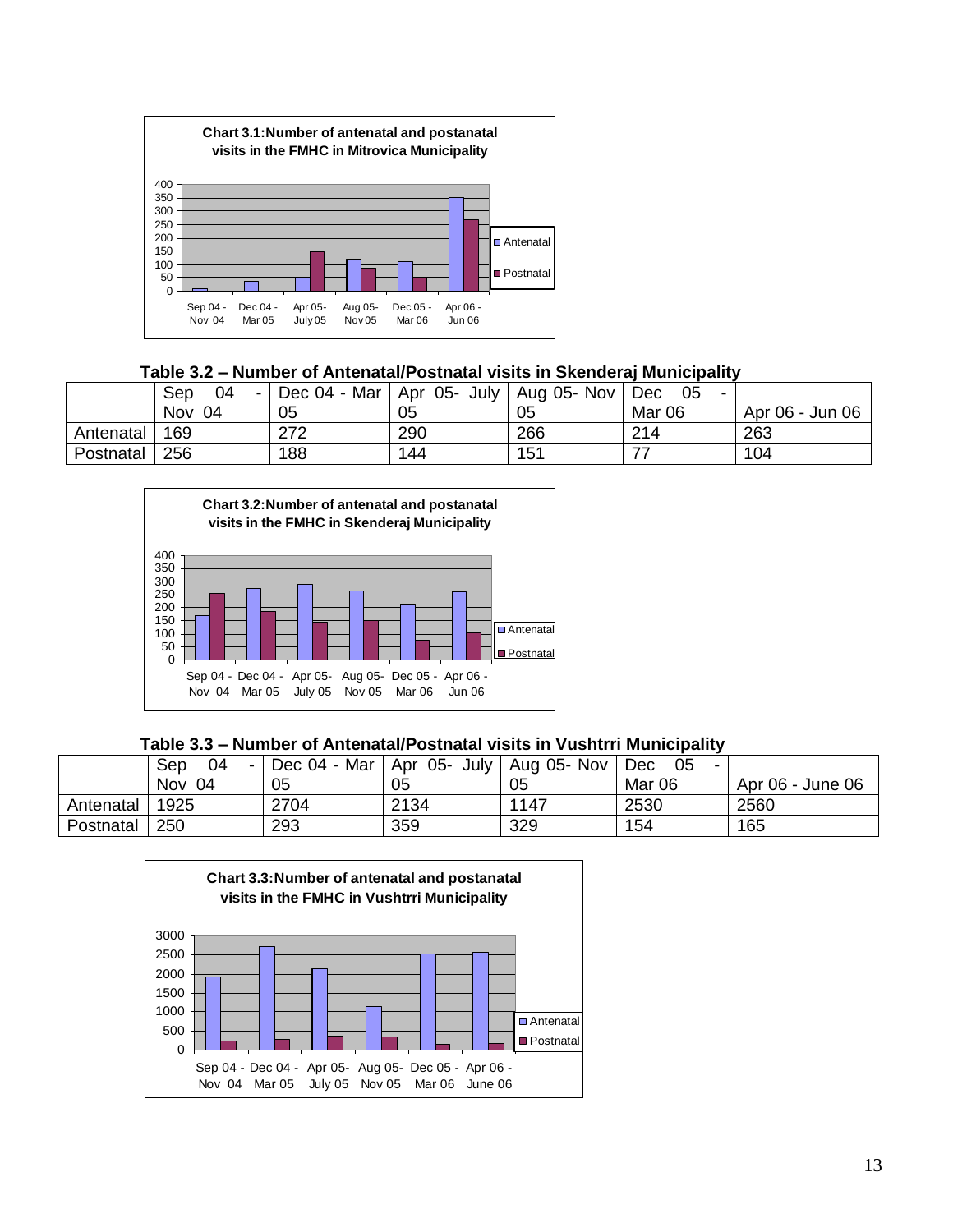**Chart 3.1: Number of antenatal and postanatal visits in the FMHC in Mitrovica Municipality**

**Table 3.2 – Number of Antenatal/Postnatal visits in Skenderaj Municipality**

| | Sep 04 - Nov 04 | Dec 04 - Mar 05 | Apr 05- July 05 | Aug 05- Nov 05 | Dec 05 - Mar 06 | Apr 06 - Jun 06 |
|---|---|---|---|---|---|---|
| Antenatal | 169 | 272 | 290 | 266 | 214 | 263 |
| Postnatal | 256 | 188 | 144 | 151 | 77 | 104 |

**Chart 3.2: Number of antenatal and postanatal visits in the FMHC in Skenderaj Municipality**

**Table 3.3 – Number of Antenatal/Postnatal visits in Vushtrri Municipality**

| | Sep 04 - Nov 04 | Dec 04 - Mar 05 | Apr 05- July 05 | Aug 05- Nov 05 | Dec 05 - Mar 06 | Apr 06 - June 06 |
|---|---|---|---|---|---|---|
| Antenatal | 1925 | 2704 | 2134 | 1147 | 2530 | 2560 |
| Postnatal | 250 | 293 | 359 | 329 | 154 | 165 |

**Chart 3.3: Number of antenatal and postanatal visits in the FMHC in Vushtrri Municipality**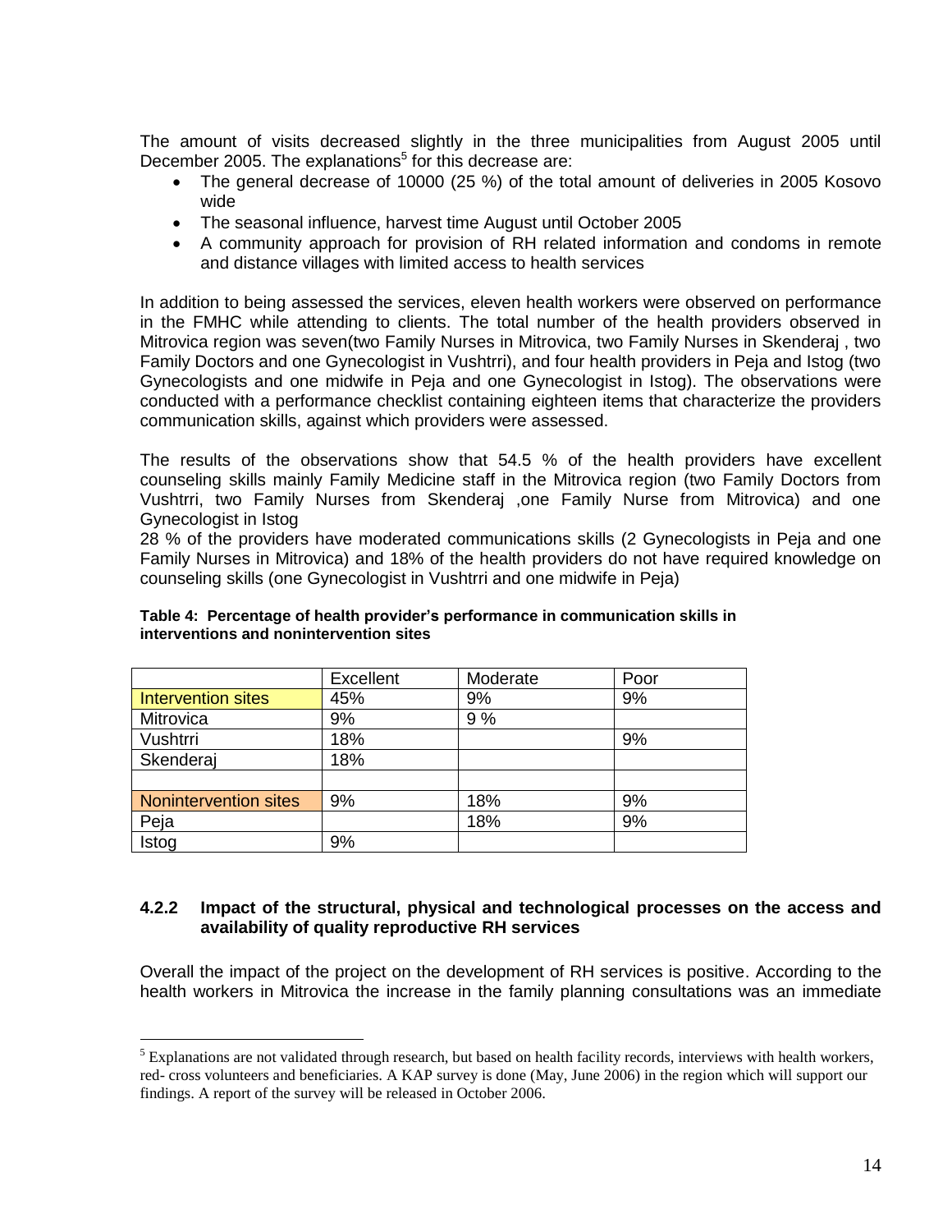The amount of visits decreased slightly in the three municipalities from August 2005 until December 2005. The explanations[5] for this decrease are:

- The general decrease of 10000 (25 %) of the total amount of deliveries in 2005 Kosovo wide
- The seasonal influence, harvest time August until October 2005
- A community approach for provision of RH related information and condoms in remote and distance villages with limited access to health services

In addition to being assessed the services, eleven health workers were observed on performance in the FMHC while attending to clients. The total number of the health providers observed in Mitrovica region was seven(two Family Nurses in Mitrovica, two Family Nurses in Skenderaj , two Family Doctors and one Gynecologist in Vushtrri), and four health providers in Peja and Istog (two Gynecologists and one midwife in Peja and one Gynecologist in Istog). The observations were conducted with a performance checklist containing eighteen items that characterize the providers communication skills, against which providers were assessed.

The results of the observations show that 54.5 % of the health providers have excellent counseling skills mainly Family Medicine staff in the Mitrovica region (two Family Doctors from Vushtrri, two Family Nurses from Skenderaj ,one Family Nurse from Mitrovica) and one Gynecologist in Istog

28 % of the providers have moderated communications skills (2 Gynecologists in Peja and one Family Nurses in Mitrovica) and 18% of the health providers do not have required knowledge on counseling skills (one Gynecologist in Vushtrri and one midwife in Peja)

**Table 4: Percentage of health provider's performance in communication skills in interventions and nonintervention sites**

| | Excellent | Moderate | Poor |
|---|---|---|---|
| Intervention sites | 45% | 9% | 9% |
| Mitrovica | 9% | 9 % | |
| Vushtrri | 18% | | 9% |
| Skenderaj | 18% | | |
| | | | |
| Nonintervention sites | 9% | 18% | 9% |
| Peja | | 18% | 9% |
| Istog | 9% | | |

### 4.2.2 Impact of the structural, physical and technological processes on the access and availability of quality reproductive RH services

Overall the impact of the project on the development of RH services is positive. According to the health workers in Mitrovica the increase in the family planning consultations was an immediate

[5] Explanations are not validated through research, but based on health facility records, interviews with health workers, red- cross volunteers and beneficiaries. A KAP survey is done (May, June 2006) in the region which will support our findings. A report of the survey will be released in October 2006.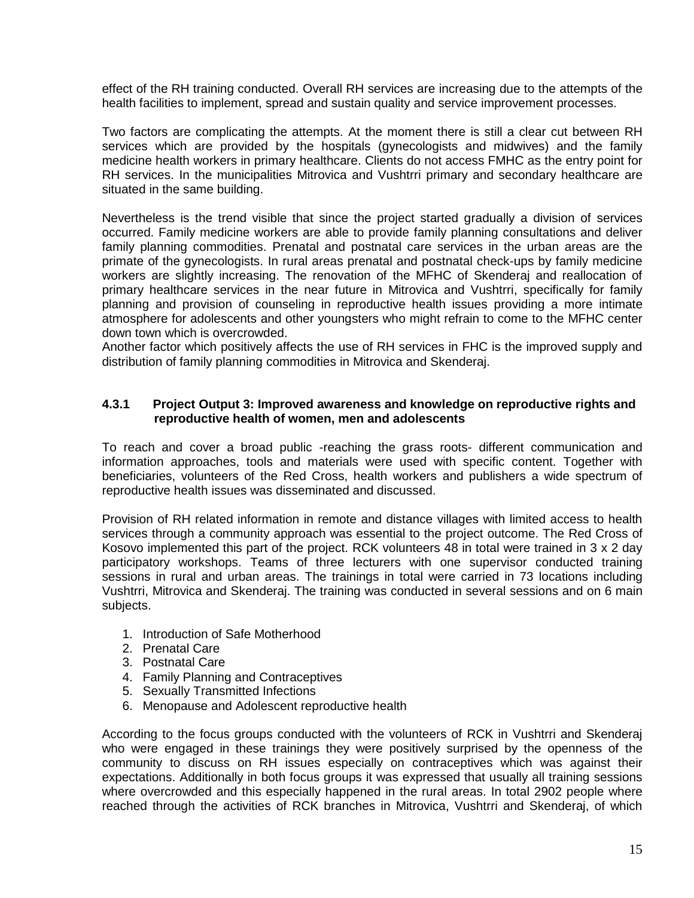effect of the RH training conducted. Overall RH services are increasing due to the attempts of the health facilities to implement, spread and sustain quality and service improvement processes.

Two factors are complicating the attempts. At the moment there is still a clear cut between RH services which are provided by the hospitals (gynecologists and midwives) and the family medicine health workers in primary healthcare. Clients do not access FMHC as the entry point for RH services. In the municipalities Mitrovica and Vushtrri primary and secondary healthcare are situated in the same building.

Nevertheless is the trend visible that since the project started gradually a division of services occurred. Family medicine workers are able to provide family planning consultations and deliver family planning commodities. Prenatal and postnatal care services in the urban areas are the primate of the gynecologists. In rural areas prenatal and postnatal check-ups by family medicine workers are slightly increasing. The renovation of the MFHC of Skenderaj and reallocation of primary healthcare services in the near future in Mitrovica and Vushtrri, specifically for family planning and provision of counseling in reproductive health issues providing a more intimate atmosphere for adolescents and other youngsters who might refrain to come to the MFHC center down town which is overcrowded.
Another factor which positively affects the use of RH services in FHC is the improved supply and distribution of family planning commodities in Mitrovica and Skenderaj.

#### 4.3.1 Project Output 3: Improved awareness and knowledge on reproductive rights and reproductive health of women, men and adolescents

To reach and cover a broad public -reaching the grass roots- different communication and information approaches, tools and materials were used with specific content. Together with beneficiaries, volunteers of the Red Cross, health workers and publishers a wide spectrum of reproductive health issues was disseminated and discussed.

Provision of RH related information in remote and distance villages with limited access to health services through a community approach was essential to the project outcome. The Red Cross of Kosovo implemented this part of the project. RCK volunteers 48 in total were trained in 3 x 2 day participatory workshops. Teams of three lecturers with one supervisor conducted training sessions in rural and urban areas. The trainings in total were carried in 73 locations including Vushtrri, Mitrovica and Skenderaj. The training was conducted in several sessions and on 6 main subjects.

1. Introduction of Safe Motherhood
2. Prenatal Care
3. Postnatal Care
4. Family Planning and Contraceptives
5. Sexually Transmitted Infections
6. Menopause and Adolescent reproductive health

According to the focus groups conducted with the volunteers of RCK in Vushtrri and Skenderaj who were engaged in these trainings they were positively surprised by the openness of the community to discuss on RH issues especially on contraceptives which was against their expectations. Additionally in both focus groups it was expressed that usually all training sessions where overcrowded and this especially happened in the rural areas. In total 2902 people where reached through the activities of RCK branches in Mitrovica, Vushtrri and Skenderaj, of which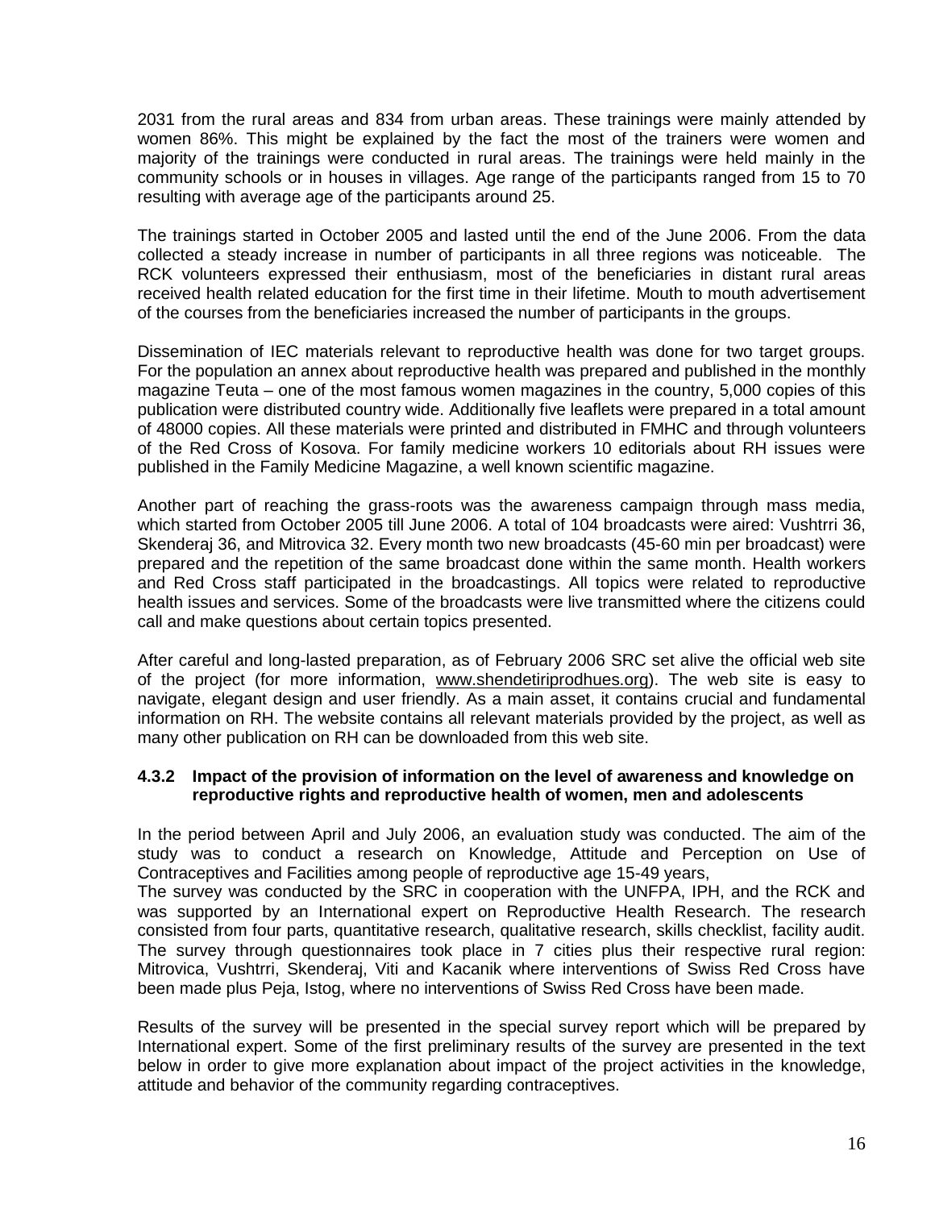2031 from the rural areas and 834 from urban areas. These trainings were mainly attended by women 86%. This might be explained by the fact the most of the trainers were women and majority of the trainings were conducted in rural areas. The trainings were held mainly in the community schools or in houses in villages. Age range of the participants ranged from 15 to 70 resulting with average age of the participants around 25.

The trainings started in October 2005 and lasted until the end of the June 2006. From the data collected a steady increase in number of participants in all three regions was noticeable. The RCK volunteers expressed their enthusiasm, most of the beneficiaries in distant rural areas received health related education for the first time in their lifetime. Mouth to mouth advertisement of the courses from the beneficiaries increased the number of participants in the groups.

Dissemination of IEC materials relevant to reproductive health was done for two target groups. For the population an annex about reproductive health was prepared and published in the monthly magazine Teuta – one of the most famous women magazines in the country, 5,000 copies of this publication were distributed country wide. Additionally five leaflets were prepared in a total amount of 48000 copies. All these materials were printed and distributed in FMHC and through volunteers of the Red Cross of Kosova. For family medicine workers 10 editorials about RH issues were published in the Family Medicine Magazine, a well known scientific magazine.

Another part of reaching the grass-roots was the awareness campaign through mass media, which started from October 2005 till June 2006. A total of 104 broadcasts were aired: Vushtrri 36, Skenderaj 36, and Mitrovica 32. Every month two new broadcasts (45-60 min per broadcast) were prepared and the repetition of the same broadcast done within the same month. Health workers and Red Cross staff participated in the broadcastings. All topics were related to reproductive health issues and services. Some of the broadcasts were live transmitted where the citizens could call and make questions about certain topics presented.

After careful and long-lasted preparation, as of February 2006 SRC set alive the official web site of the project (for more information, www.shendetiriprodhues.org). The web site is easy to navigate, elegant design and user friendly. As a main asset, it contains crucial and fundamental information on RH. The website contains all relevant materials provided by the project, as well as many other publication on RH can be downloaded from this web site.

#### 4.3.2 Impact of the provision of information on the level of awareness and knowledge on reproductive rights and reproductive health of women, men and adolescents

In the period between April and July 2006, an evaluation study was conducted. The aim of the study was to conduct a research on Knowledge, Attitude and Perception on Use of Contraceptives and Facilities among people of reproductive age 15-49 years,

The survey was conducted by the SRC in cooperation with the UNFPA, IPH, and the RCK and was supported by an International expert on Reproductive Health Research. The research consisted from four parts, quantitative research, qualitative research, skills checklist, facility audit. The survey through questionnaires took place in 7 cities plus their respective rural region: Mitrovica, Vushtrri, Skenderaj, Viti and Kacanik where interventions of Swiss Red Cross have been made plus Peja, Istog, where no interventions of Swiss Red Cross have been made.

Results of the survey will be presented in the special survey report which will be prepared by International expert. Some of the first preliminary results of the survey are presented in the text below in order to give more explanation about impact of the project activities in the knowledge, attitude and behavior of the community regarding contraceptives.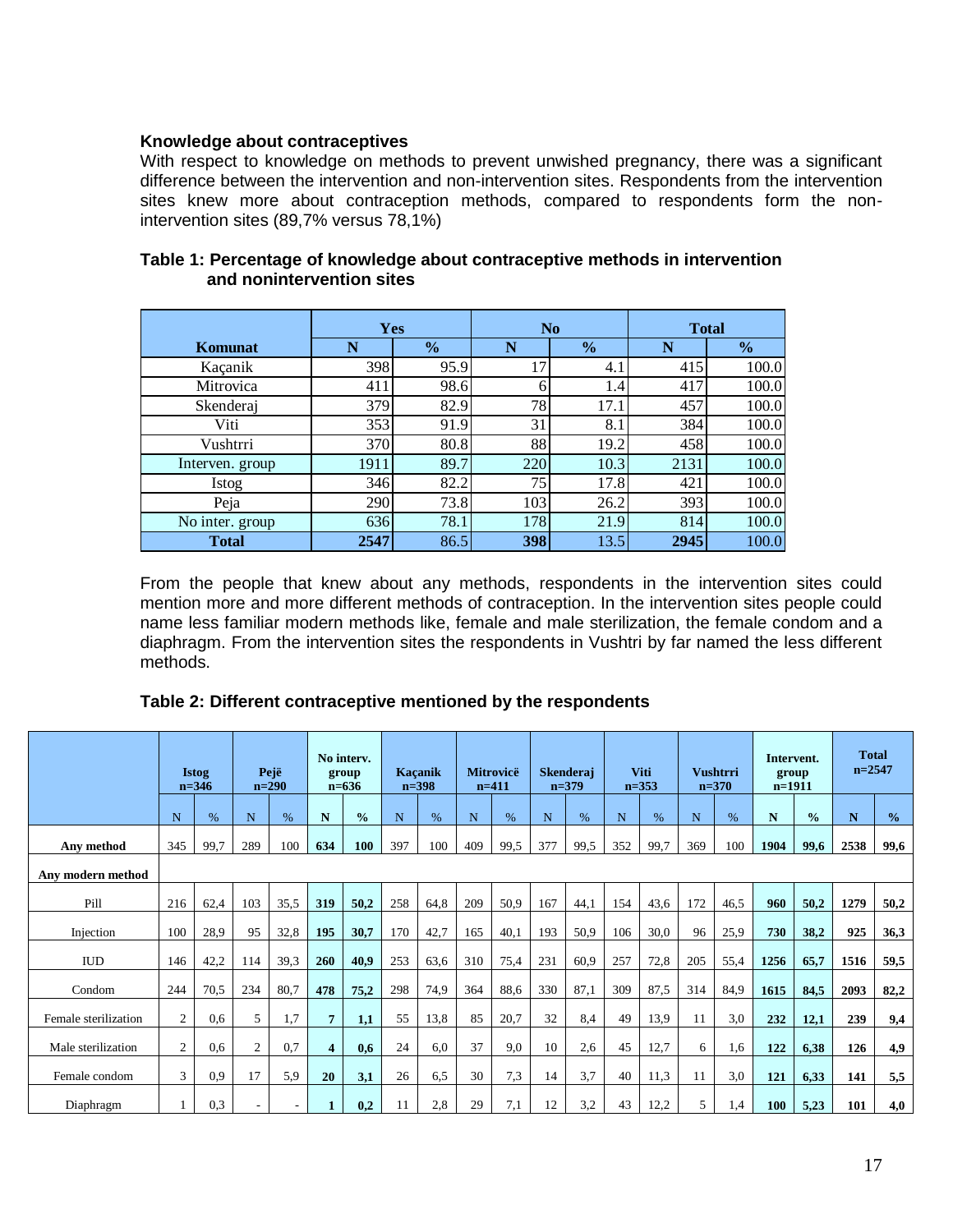**Knowledge about contraceptives**

With respect to knowledge on methods to prevent unwished pregnancy, there was a significant difference between the intervention and non-intervention sites. Respondents from the intervention sites knew more about contraception methods, compared to respondents form the non-intervention sites (89,7% versus 78,1%)

**Table 1: Percentage of knowledge about contraceptive methods in intervention and nonintervention sites**

| | Yes | | No | | Total | |
|---|---|---|---|---|---|---|
| **Komunat** | **N** | **%** | **N** | **%** | **N** | **%** |
| Kaçanik | 398 | 95.9 | 17 | 4.1 | 415 | 100.0 |
| Mitrovica | 411 | 98.6 | 6 | 1.4 | 417 | 100.0 |
| Skenderaj | 379 | 82.9 | 78 | 17.1 | 457 | 100.0 |
| Viti | 353 | 91.9 | 31 | 8.1 | 384 | 100.0 |
| Vushtrri | 370 | 80.8 | 88 | 19.2 | 458 | 100.0 |
| Interven. group | 1911 | 89.7 | 220 | 10.3 | 2131 | 100.0 |
| Istog | 346 | 82.2 | 75 | 17.8 | 421 | 100.0 |
| Peja | 290 | 73.8 | 103 | 26.2 | 393 | 100.0 |
| No inter. group | 636 | 78.1 | 178 | 21.9 | 814 | 100.0 |
| **Total** | **2547** | **86.5** | **398** | **13.5** | **2945** | **100.0** |

From the people that knew about any methods, respondents in the intervention sites could mention more and more different methods of contraception. In the intervention sites people could name less familiar modern methods like, female and male sterilization, the female condom and a diaphragm. From the intervention sites the respondents in Vushtri by far named the less different methods.

**Table 2: Different contraceptive mentioned by the respondents**

| | Istog n=346 | | Pejë n=290 | | No interv. group n=636 | | Kaçanik n=398 | | Mitrovicë n=411 | | Skenderaj n=379 | | Viti n=353 | | Vushtrri n=370 | | Intervent. group n=1911 | | Total n=2547 | |
|---|---|---|---|---|---|---|---|---|---|---|---|---|---|---|---|---|---|---|---|---|
| | N | % | N | % | N | % | N | % | N | % | N | % | N | % | N | % | N | % | N | % |
| **Any method** | 345 | 99,7 | 289 | 100 | **634** | **100** | 397 | 100 | 409 | 99,5 | 377 | 99,5 | 352 | 99,7 | 369 | 100 | **1904** | **99,6** | **2538** | **99,6** |
| **Any modern method** | | | | | | | | | | | | | | | | | | | | |
| Pill | 216 | 62,4 | 103 | 35,5 | **319** | **50,2** | 258 | 64,8 | 209 | 50,9 | 167 | 44,1 | 154 | 43,6 | 172 | 46,5 | **960** | **50,2** | **1279** | **50,2** |
| Injection | 100 | 28,9 | 95 | 32,8 | **195** | **30,7** | 170 | 42,7 | 165 | 40,1 | 193 | 50,9 | 106 | 30,0 | 96 | 25,9 | **730** | **38,2** | **925** | **36,3** |
| IUD | 146 | 42,2 | 114 | 39,3 | **260** | **40,9** | 253 | 63,6 | 310 | 75,4 | 231 | 60,9 | 257 | 72,8 | 205 | 55,4 | **1256** | **65,7** | **1516** | **59,5** |
| Condom | 244 | 70,5 | 234 | 80,7 | **478** | **75,2** | 298 | 74,9 | 364 | 88,6 | 330 | 87,1 | 309 | 87,5 | 314 | 84,9 | **1615** | **84,5** | **2093** | **82,2** |
| Female sterilization | 2 | 0,6 | 5 | 1,7 | **7** | **1,1** | 55 | 13,8 | 85 | 20,7 | 32 | 8,4 | 49 | 13,9 | 11 | 3,0 | **232** | **12,1** | **239** | **9,4** |
| Male sterilization | 2 | 0,6 | 2 | 0,7 | **4** | **0,6** | 24 | 6,0 | 37 | 9,0 | 10 | 2,6 | 45 | 12,7 | 6 | 1,6 | **122** | **6,38** | **126** | **4,9** |
| Female condom | 3 | 0,9 | 17 | 5,9 | **20** | **3,1** | 26 | 6,5 | 30 | 7,3 | 14 | 3,7 | 40 | 11,3 | 11 | 3,0 | **121** | **6,33** | **141** | **5,5** |
| Diaphragm | 1 | 0,3 | - | - | **1** | **0,2** | 11 | 2,8 | 29 | 7,1 | 12 | 3,2 | 43 | 12,2 | 5 | 1,4 | **100** | **5,23** | **101** | **4,0** |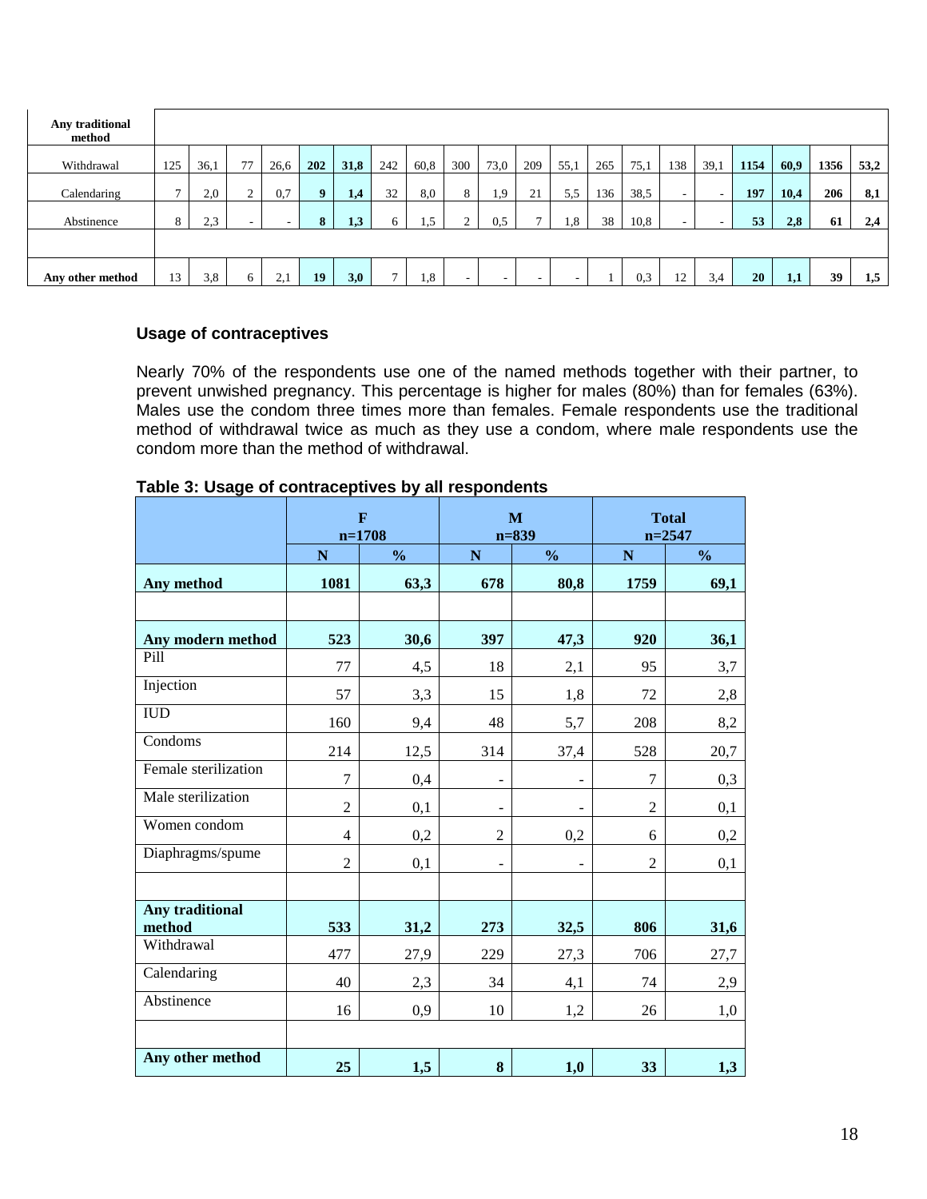| Any traditional method | | | | | | | | | | | | | | | | | | | | |
|---|---|---|---|---|---|---|---|---|---|---|---|---|---|---|---|---|---|---|---|---|
| Withdrawal | 125 | 36,1 | 77 | 26,6 | **202** | **31,8** | 242 | 60,8 | 300 | 73,0 | 209 | 55,1 | 265 | 75,1 | 138 | 39,1 | **1154** | **60,9** | **1356** | **53,2** |
| Calendaring | 7 | 2,0 | 2 | 0,7 | **9** | **1,4** | 32 | 8,0 | 8 | 1,9 | 21 | 5,5 | 136 | 38,5 | - | - | **197** | **10,4** | **206** | **8,1** |
| Abstinence | 8 | 2,3 | - | - | **8** | **1,3** | 6 | 1,5 | 2 | 0,5 | 7 | 1,8 | 38 | 10,8 | - | - | **53** | **2,8** | **61** | **2,4** |
| | | | | | | | | | | | | | | | | | | | | |
| **Any other method** | 13 | 3,8 | 6 | 2,1 | **19** | **3,0** | 7 | 1,8 | - | - | - | - | 1 | 0,3 | 12 | 3,4 | **20** | **1,1** | **39** | **1,5** |

### Usage of contraceptives

Nearly 70% of the respondents use one of the named methods together with their partner, to prevent unwished pregnancy. This percentage is higher for males (80%) than for females (63%). Males use the condom three times more than females. Female respondents use the traditional method of withdrawal twice as much as they use a condom, where male respondents use the condom more than the method of withdrawal.

**Table 3: Usage of contraceptives by all respondents**

| | F n=1708 | | M n=839 | | Total n=2547 | |
|---|---|---|---|---|---|---|
| | **N** | **%** | **N** | **%** | **N** | **%** |
| **Any method** | **1081** | **63,3** | **678** | **80,8** | **1759** | **69,1** |
| | | | | | | |
| **Any modern method** | **523** | **30,6** | **397** | **47,3** | **920** | **36,1** |
| Pill | 77 | 4,5 | 18 | 2,1 | 95 | 3,7 |
| Injection | 57 | 3,3 | 15 | 1,8 | 72 | 2,8 |
| IUD | 160 | 9,4 | 48 | 5,7 | 208 | 8,2 |
| Condoms | 214 | 12,5 | 314 | 37,4 | 528 | 20,7 |
| Female sterilization | 7 | 0,4 | - | - | 7 | 0,3 |
| Male sterilization | 2 | 0,1 | - | - | 2 | 0,1 |
| Women condom | 4 | 0,2 | 2 | 0,2 | 6 | 0,2 |
| Diaphragms/spume | 2 | 0,1 | - | - | 2 | 0,1 |
| | | | | | | |
| **Any traditional method** | **533** | **31,2** | **273** | **32,5** | **806** | **31,6** |
| Withdrawal | 477 | 27,9 | 229 | 27,3 | 706 | 27,7 |
| Calendaring | 40 | 2,3 | 34 | 4,1 | 74 | 2,9 |
| Abstinence | 16 | 0,9 | 10 | 1,2 | 26 | 1,0 |
| | | | | | | |
| **Any other method** | **25** | **1,5** | **8** | **1,0** | **33** | **1,3** |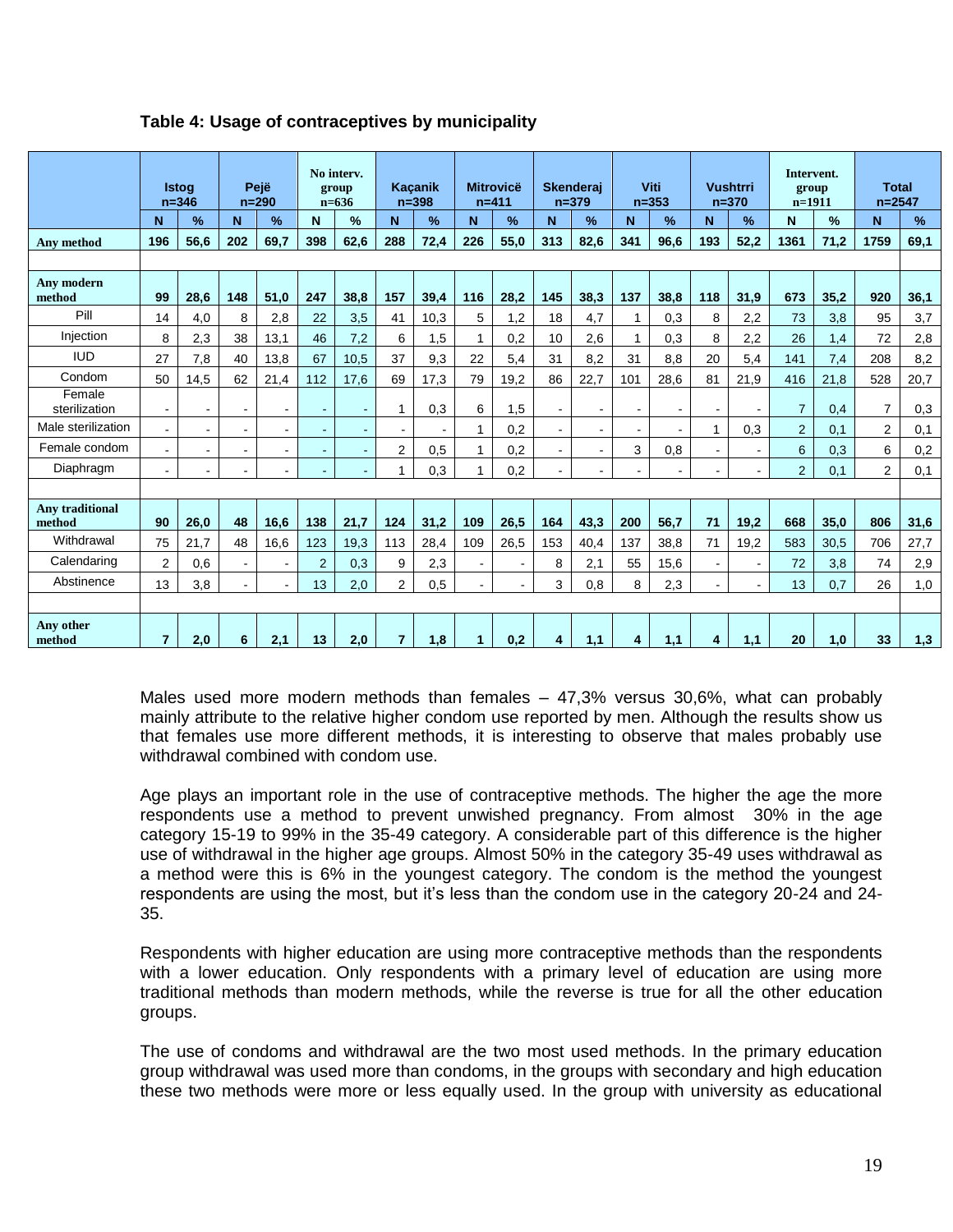**Table 4: Usage of contraceptives by municipality**

| | Istog n=346 | | Pejë n=290 | | No interv. group n=636 | | Kaçanik n=398 | | Mitrovicë n=411 | | Skenderaj n=379 | | Viti n=353 | | Vushtrri n=370 | | Intervent. group n=1911 | | Total n=2547 | |
|---|---|---|---|---|---|---|---|---|---|---|---|---|---|---|---|---|---|---|---|---|
| | N | % | N | % | N | % | N | % | N | % | N | % | N | % | N | % | N | % | N | % |
| **Any method** | **196** | **56,6** | **202** | **69,7** | **398** | **62,6** | **288** | **72,4** | **226** | **55,0** | **313** | **82,6** | **341** | **96,6** | **193** | **52,2** | **1361** | **71,2** | **1759** | **69,1** |
| | | | | | | | | | | | | | | | | | | | | |
| **Any modern method** | **99** | **28,6** | **148** | **51,0** | **247** | **38,8** | **157** | **39,4** | **116** | **28,2** | **145** | **38,3** | **137** | **38,8** | **118** | **31,9** | **673** | **35,2** | **920** | **36,1** |
| Pill | 14 | 4,0 | 8 | 2,8 | 22 | 3,5 | 41 | 10,3 | 5 | 1,2 | 18 | 4,7 | 1 | 0,3 | 8 | 2,2 | 73 | 3,8 | 95 | 3,7 |
| Injection | 8 | 2,3 | 38 | 13,1 | 46 | 7,2 | 6 | 1,5 | 1 | 0,2 | 10 | 2,6 | 1 | 0,3 | 8 | 2,2 | 26 | 1,4 | 72 | 2,8 |
| IUD | 27 | 7,8 | 40 | 13,8 | 67 | 10,5 | 37 | 9,3 | 22 | 5,4 | 31 | 8,2 | 31 | 8,8 | 20 | 5,4 | 141 | 7,4 | 208 | 8,2 |
| Condom | 50 | 14,5 | 62 | 21,4 | 112 | 17,6 | 69 | 17,3 | 79 | 19,2 | 86 | 22,7 | 101 | 28,6 | 81 | 21,9 | 416 | 21,8 | 528 | 20,7 |
| Female sterilization | - | - | - | - | - | - | 1 | 0,3 | 6 | 1,5 | - | - | - | - | - | - | 7 | 0,4 | 7 | 0,3 |
| Male sterilization | - | - | - | - | - | - | - | - | 1 | 0,2 | - | - | - | - | 1 | 0,3 | 2 | 0,1 | 2 | 0,1 |
| Female condom | - | - | - | - | - | - | 2 | 0,5 | 1 | 0,2 | - | - | 3 | 0,8 | - | - | 6 | 0,3 | 6 | 0,2 |
| Diaphragm | - | - | - | - | - | - | 1 | 0,3 | 1 | 0,2 | - | - | - | - | - | - | 2 | 0,1 | 2 | 0,1 |
| | | | | | | | | | | | | | | | | | | | | |
| **Any traditional method** | **90** | **26,0** | **48** | **16,6** | **138** | **21,7** | **124** | **31,2** | **109** | **26,5** | **164** | **43,3** | **200** | **56,7** | **71** | **19,2** | **668** | **35,0** | **806** | **31,6** |
| Withdrawal | 75 | 21,7 | 48 | 16,6 | 123 | 19,3 | 113 | 28,4 | 109 | 26,5 | 153 | 40,4 | 137 | 38,8 | 71 | 19,2 | 583 | 30,5 | 706 | 27,7 |
| Calendaring | 2 | 0,6 | - | - | 2 | 0,3 | 9 | 2,3 | - | - | 8 | 2,1 | 55 | 15,6 | - | - | 72 | 3,8 | 74 | 2,9 |
| Abstinence | 13 | 3,8 | - | - | 13 | 2,0 | 2 | 0,5 | - | - | 3 | 0,8 | 8 | 2,3 | - | - | 13 | 0,7 | 26 | 1,0 |
| | | | | | | | | | | | | | | | | | | | | |
| **Any other method** | **7** | **2,0** | **6** | **2,1** | **13** | **2,0** | **7** | **1,8** | **1** | **0,2** | **4** | **1,1** | **4** | **1,1** | **4** | **1,1** | **20** | **1,0** | **33** | **1,3** |

Males used more modern methods than females – 47,3% versus 30,6%, what can probably mainly attribute to the relative higher condom use reported by men. Although the results show us that females use more different methods, it is interesting to observe that males probably use withdrawal combined with condom use.

Age plays an important role in the use of contraceptive methods. The higher the age the more respondents use a method to prevent unwished pregnancy. From almost 30% in the age category 15-19 to 99% in the 35-49 category. A considerable part of this difference is the higher use of withdrawal in the higher age groups. Almost 50% in the category 35-49 uses withdrawal as a method were this is 6% in the youngest category. The condom is the method the youngest respondents are using the most, but it's less than the condom use in the category 20-24 and 24-35.

Respondents with higher education are using more contraceptive methods than the respondents with a lower education. Only respondents with a primary level of education are using more traditional methods than modern methods, while the reverse is true for all the other education groups.

The use of condoms and withdrawal are the two most used methods. In the primary education group withdrawal was used more than condoms, in the groups with secondary and high education these two methods were more or less equally used. In the group with university as educational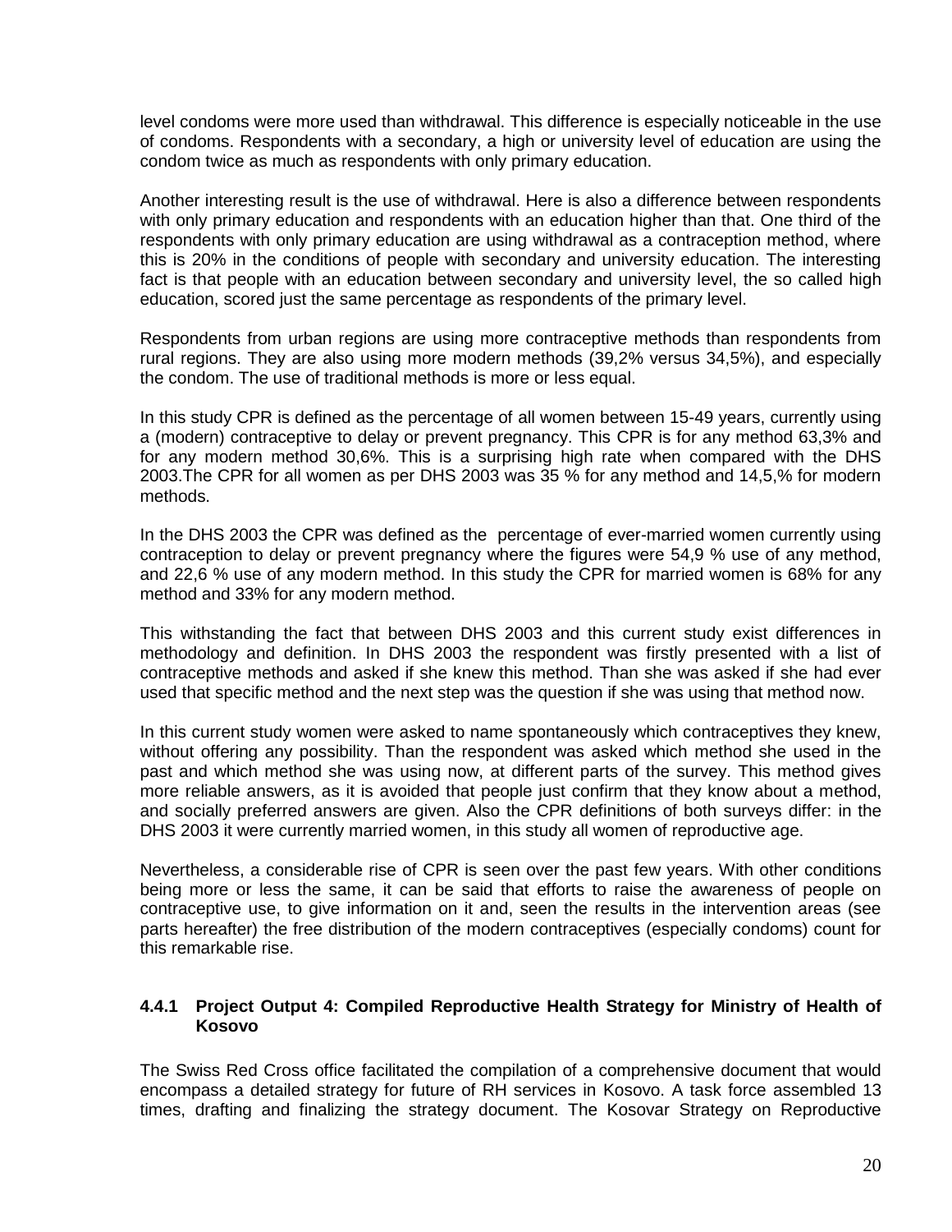level condoms were more used than withdrawal. This difference is especially noticeable in the use of condoms. Respondents with a secondary, a high or university level of education are using the condom twice as much as respondents with only primary education.

Another interesting result is the use of withdrawal. Here is also a difference between respondents with only primary education and respondents with an education higher than that. One third of the respondents with only primary education are using withdrawal as a contraception method, where this is 20% in the conditions of people with secondary and university education. The interesting fact is that people with an education between secondary and university level, the so called high education, scored just the same percentage as respondents of the primary level.

Respondents from urban regions are using more contraceptive methods than respondents from rural regions. They are also using more modern methods (39,2% versus 34,5%), and especially the condom. The use of traditional methods is more or less equal.

In this study CPR is defined as the percentage of all women between 15-49 years, currently using a (modern) contraceptive to delay or prevent pregnancy. This CPR is for any method 63,3% and for any modern method 30,6%. This is a surprising high rate when compared with the DHS 2003.The CPR for all women as per DHS 2003 was 35 % for any method and 14,5,% for modern methods.

In the DHS 2003 the CPR was defined as the percentage of ever-married women currently using contraception to delay or prevent pregnancy where the figures were 54,9 % use of any method, and 22,6 % use of any modern method. In this study the CPR for married women is 68% for any method and 33% for any modern method.

This withstanding the fact that between DHS 2003 and this current study exist differences in methodology and definition. In DHS 2003 the respondent was firstly presented with a list of contraceptive methods and asked if she knew this method. Than she was asked if she had ever used that specific method and the next step was the question if she was using that method now.

In this current study women were asked to name spontaneously which contraceptives they knew, without offering any possibility. Than the respondent was asked which method she used in the past and which method she was using now, at different parts of the survey. This method gives more reliable answers, as it is avoided that people just confirm that they know about a method, and socially preferred answers are given. Also the CPR definitions of both surveys differ: in the DHS 2003 it were currently married women, in this study all women of reproductive age.

Nevertheless, a considerable rise of CPR is seen over the past few years. With other conditions being more or less the same, it can be said that efforts to raise the awareness of people on contraceptive use, to give information on it and, seen the results in the intervention areas (see parts hereafter) the free distribution of the modern contraceptives (especially condoms) count for this remarkable rise.

#### 4.4.1 Project Output 4: Compiled Reproductive Health Strategy for Ministry of Health of Kosovo

The Swiss Red Cross office facilitated the compilation of a comprehensive document that would encompass a detailed strategy for future of RH services in Kosovo. A task force assembled 13 times, drafting and finalizing the strategy document. The Kosovar Strategy on Reproductive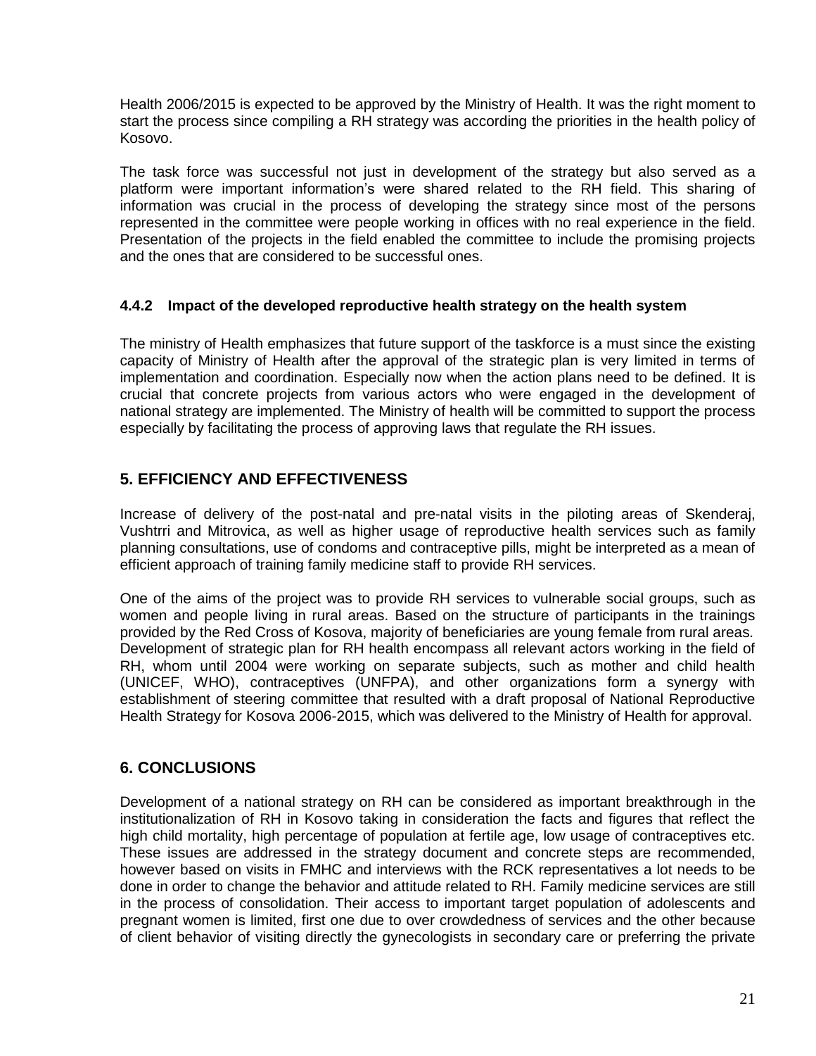Health 2006/2015 is expected to be approved by the Ministry of Health. It was the right moment to start the process since compiling a RH strategy was according the priorities in the health policy of Kosovo.

The task force was successful not just in development of the strategy but also served as a platform were important information's were shared related to the RH field. This sharing of information was crucial in the process of developing the strategy since most of the persons represented in the committee were people working in offices with no real experience in the field. Presentation of the projects in the field enabled the committee to include the promising projects and the ones that are considered to be successful ones.

### 4.4.2 Impact of the developed reproductive health strategy on the health system

The ministry of Health emphasizes that future support of the taskforce is a must since the existing capacity of Ministry of Health after the approval of the strategic plan is very limited in terms of implementation and coordination. Especially now when the action plans need to be defined. It is crucial that concrete projects from various actors who were engaged in the development of national strategy are implemented. The Ministry of health will be committed to support the process especially by facilitating the process of approving laws that regulate the RH issues.

## 5. EFFICIENCY AND EFFECTIVENESS

Increase of delivery of the post-natal and pre-natal visits in the piloting areas of Skenderaj, Vushtrri and Mitrovica, as well as higher usage of reproductive health services such as family planning consultations, use of condoms and contraceptive pills, might be interpreted as a mean of efficient approach of training family medicine staff to provide RH services.

One of the aims of the project was to provide RH services to vulnerable social groups, such as women and people living in rural areas. Based on the structure of participants in the trainings provided by the Red Cross of Kosova, majority of beneficiaries are young female from rural areas. Development of strategic plan for RH health encompass all relevant actors working in the field of RH, whom until 2004 were working on separate subjects, such as mother and child health (UNICEF, WHO), contraceptives (UNFPA), and other organizations form a synergy with establishment of steering committee that resulted with a draft proposal of National Reproductive Health Strategy for Kosova 2006-2015, which was delivered to the Ministry of Health for approval.

## 6. CONCLUSIONS

Development of a national strategy on RH can be considered as important breakthrough in the institutionalization of RH in Kosovo taking in consideration the facts and figures that reflect the high child mortality, high percentage of population at fertile age, low usage of contraceptives etc. These issues are addressed in the strategy document and concrete steps are recommended, however based on visits in FMHC and interviews with the RCK representatives a lot needs to be done in order to change the behavior and attitude related to RH. Family medicine services are still in the process of consolidation. Their access to important target population of adolescents and pregnant women is limited, first one due to over crowdedness of services and the other because of client behavior of visiting directly the gynecologists in secondary care or preferring the private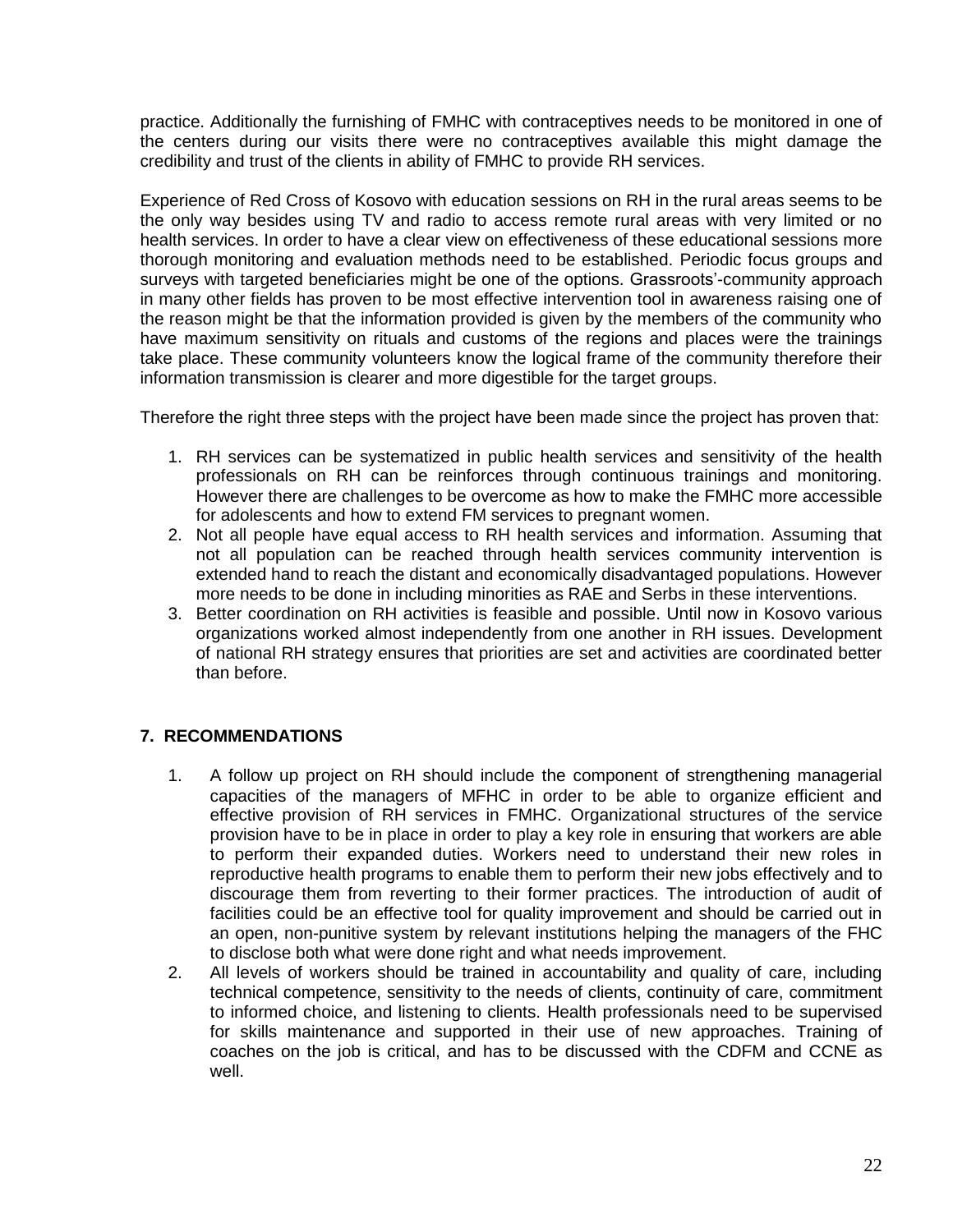practice. Additionally the furnishing of FMHC with contraceptives needs to be monitored in one of the centers during our visits there were no contraceptives available this might damage the credibility and trust of the clients in ability of FMHC to provide RH services.

Experience of Red Cross of Kosovo with education sessions on RH in the rural areas seems to be the only way besides using TV and radio to access remote rural areas with very limited or no health services. In order to have a clear view on effectiveness of these educational sessions more thorough monitoring and evaluation methods need to be established. Periodic focus groups and surveys with targeted beneficiaries might be one of the options. Grassroots'-community approach in many other fields has proven to be most effective intervention tool in awareness raising one of the reason might be that the information provided is given by the members of the community who have maximum sensitivity on rituals and customs of the regions and places were the trainings take place. These community volunteers know the logical frame of the community therefore their information transmission is clearer and more digestible for the target groups.

Therefore the right three steps with the project have been made since the project has proven that:

1. RH services can be systematized in public health services and sensitivity of the health professionals on RH can be reinforces through continuous trainings and monitoring. However there are challenges to be overcome as how to make the FMHC more accessible for adolescents and how to extend FM services to pregnant women.
2. Not all people have equal access to RH health services and information. Assuming that not all population can be reached through health services community intervention is extended hand to reach the distant and economically disadvantaged populations. However more needs to be done in including minorities as RAE and Serbs in these interventions.
3. Better coordination on RH activities is feasible and possible. Until now in Kosovo various organizations worked almost independently from one another in RH issues. Development of national RH strategy ensures that priorities are set and activities are coordinated better than before.

## 7. RECOMMENDATIONS

1. A follow up project on RH should include the component of strengthening managerial capacities of the managers of MFHC in order to be able to organize efficient and effective provision of RH services in FMHC. Organizational structures of the service provision have to be in place in order to play a key role in ensuring that workers are able to perform their expanded duties. Workers need to understand their new roles in reproductive health programs to enable them to perform their new jobs effectively and to discourage them from reverting to their former practices. The introduction of audit of facilities could be an effective tool for quality improvement and should be carried out in an open, non-punitive system by relevant institutions helping the managers of the FHC to disclose both what were done right and what needs improvement.
2. All levels of workers should be trained in accountability and quality of care, including technical competence, sensitivity to the needs of clients, continuity of care, commitment to informed choice, and listening to clients. Health professionals need to be supervised for skills maintenance and supported in their use of new approaches. Training of coaches on the job is critical, and has to be discussed with the CDFM and CCNE as well.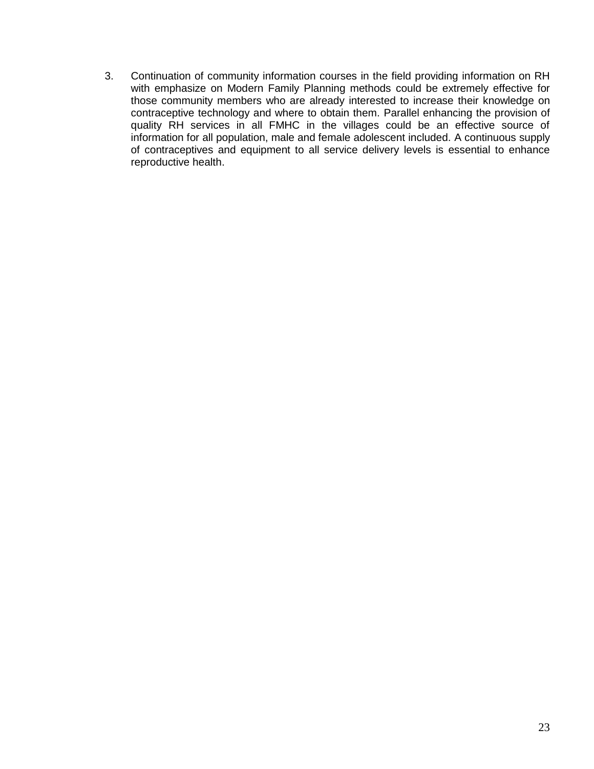3. Continuation of community information courses in the field providing information on RH with emphasize on Modern Family Planning methods could be extremely effective for those community members who are already interested to increase their knowledge on contraceptive technology and where to obtain them. Parallel enhancing the provision of quality RH services in all FMHC in the villages could be an effective source of information for all population, male and female adolescent included. A continuous supply of contraceptives and equipment to all service delivery levels is essential to enhance reproductive health.